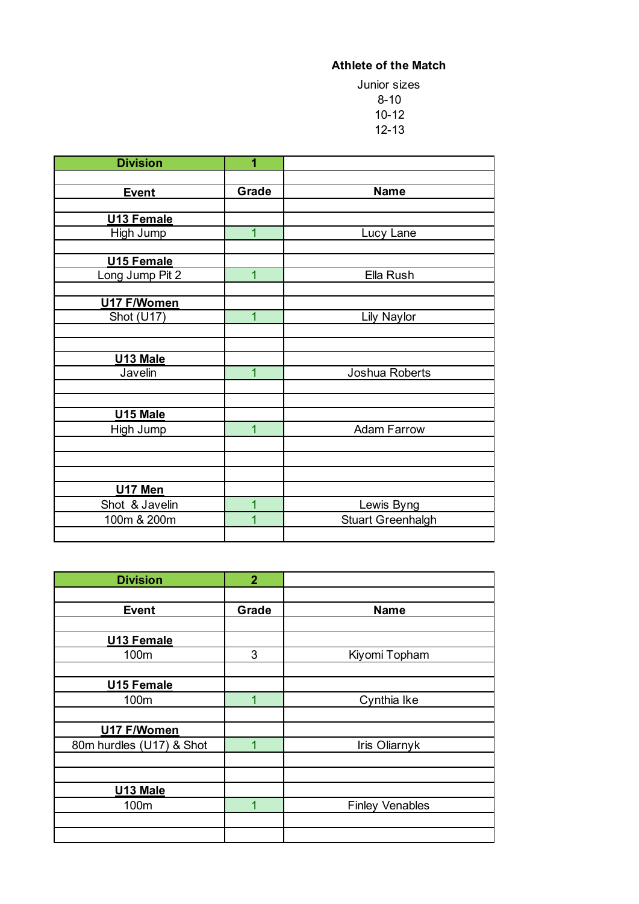**Athlete of the Match**

Junior sizes
8-10
10-12
12-13

| Division | 1 | |
|---|---|---|
| | | |
| **Event** | **Grade** | **Name** |
| | | |
| **U13 Female** | | |
| High Jump | 1 | Lucy Lane |
| | | |
| **U15 Female** | | |
| Long Jump Pit 2 | 1 | Ella Rush |
| | | |
| **U17 F/Women** | | |
| Shot (U17) | 1 | Lily Naylor |
| | | |
| | | |
| **U13 Male** | | |
| Javelin | 1 | Joshua Roberts |
| | | |
| | | |
| **U15 Male** | | |
| High Jump | 1 | Adam Farrow |
| | | |
| | | |
| | | |
| **U17 Men** | | |
| Shot & Javelin | 1 | Lewis Byng |
| 100m & 200m | 1 | Stuart Greenhalgh |
| | | |

| Division | 2 | |
|---|---|---|
| | | |
| **Event** | **Grade** | **Name** |
| | | |
| **U13 Female** | | |
| 100m | 3 | Kiyomi Topham |
| | | |
| **U15 Female** | | |
| 100m | 1 | Cynthia Ike |
| | | |
| **U17 F/Women** | | |
| 80m hurdles (U17) & Shot | 1 | Iris Oliarnyk |
| | | |
| | | |
| **U13 Male** | | |
| 100m | 1 | Finley Venables |
| | | |
| | | |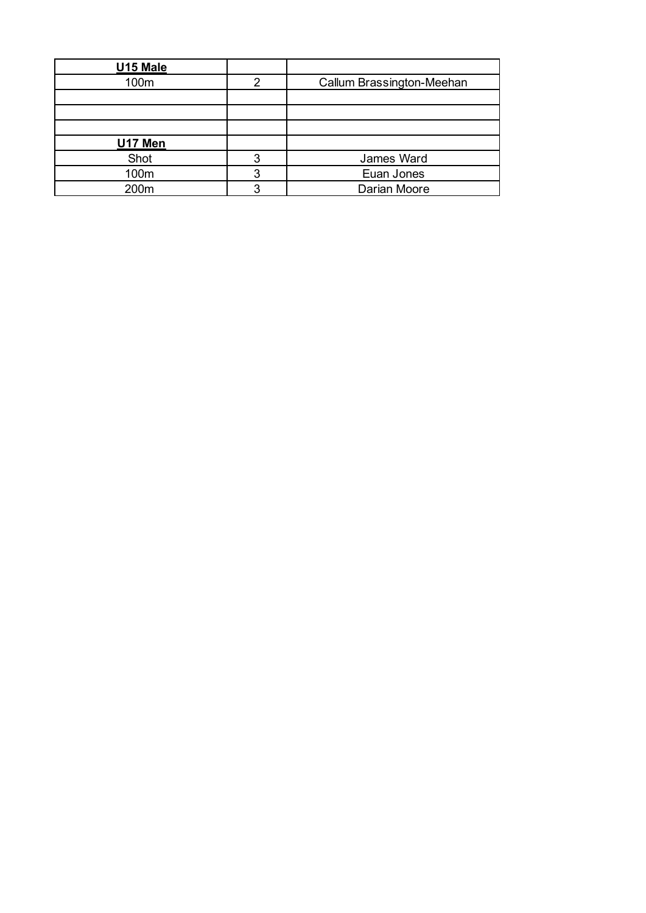| | | |
|---|---|---|
| **U15 Male** | | |
| 100m | 2 | Callum Brassington-Meehan |
| | | |
| | | |
| | | |
| **U17 Men** | | |
| Shot | 3 | James Ward |
| 100m | 3 | Euan Jones |
| 200m | 3 | Darian Moore |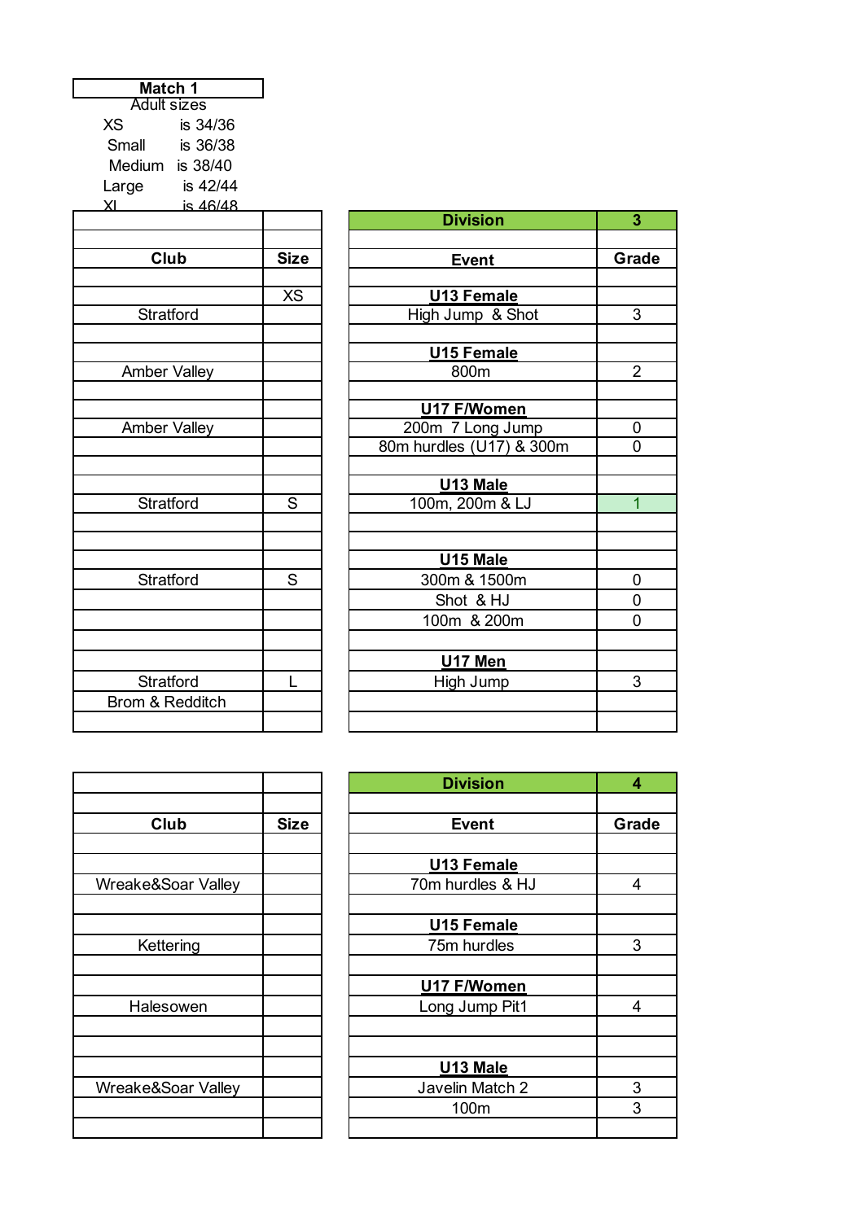**Match 1**

Adult sizes

| | |
|---|---|
| XS | is 34/36 |
| Small | is 36/38 |
| Medium | is 38/40 |
| Large | is 42/44 |
| XL | is 46/48 |

| Club | Size | Event | Grade |
|---|---|---|---|
| | | **Division** | **3** |
| | XS | **U13 Female** | |
| Stratford | | High Jump & Shot | 3 |
| | | **U15 Female** | |
| Amber Valley | | 800m | 2 |
| | | **U17 F/Women** | |
| Amber Valley | | 200m 7 Long Jump | 0 |
| | | 80m hurdles (U17) & 300m | 0 |
| | | **U13 Male** | |
| Stratford | S | 100m, 200m & LJ | 1 |
| | | **U15 Male** | |
| Stratford | S | 300m & 1500m | 0 |
| | | Shot & HJ | 0 |
| | | 100m & 200m | 0 |
| | | **U17 Men** | |
| Stratford | L | High Jump | 3 |
| Brom & Redditch | | | |

| Club | Size | Event | Grade |
|---|---|---|---|
| | | **Division** | **4** |
| | | **U13 Female** | |
| Wreake&Soar Valley | | 70m hurdles & HJ | 4 |
| | | **U15 Female** | |
| Kettering | | 75m hurdles | 3 |
| | | **U17 F/Women** | |
| Halesowen | | Long Jump Pit1 | 4 |
| | | **U13 Male** | |
| Wreake&Soar Valley | | Javelin Match 2 | 3 |
| | | 100m | 3 |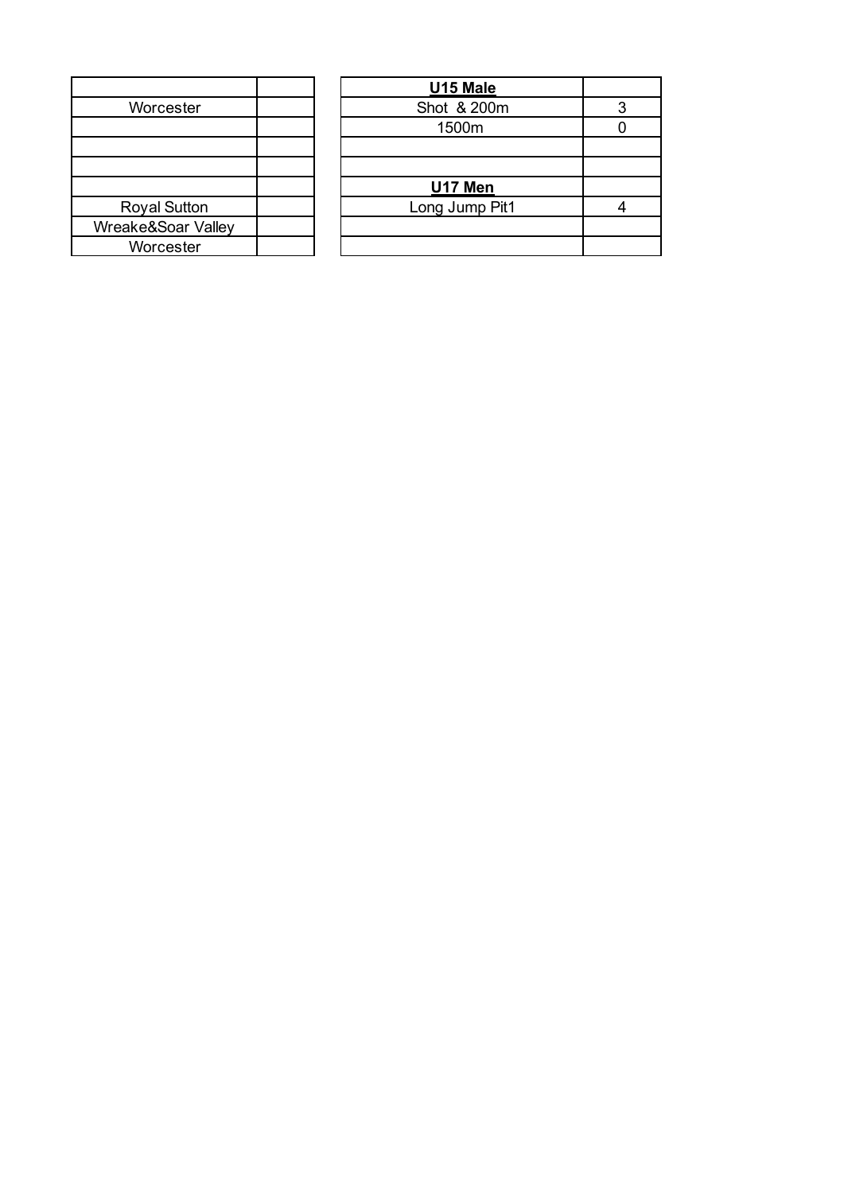| | |
|---|---|
| Worcester | |
| | |
| | |
| | |
| | |
| Royal Sutton | |
| Wreake&Soar Valley | |
| Worcester | |

| **U15 Male** | |
|---|---|
| Shot & 200m | 3 |
| 1500m | 0 |
| | |
| | |
| **U17 Men** | |
| Long Jump Pit1 | 4 |
| | |
| | |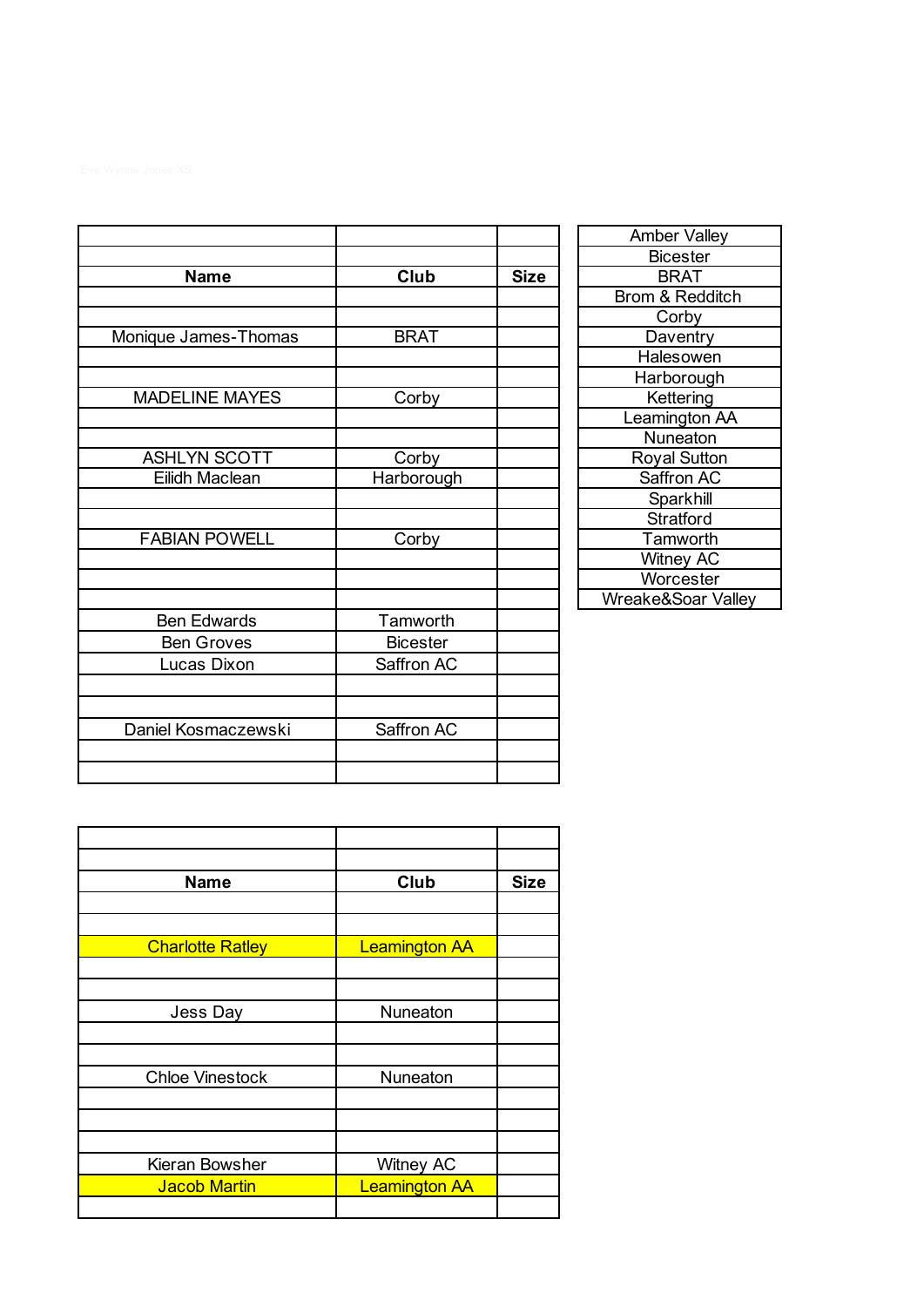| | | |
|---|---|---|
| | | |
| | | |
| **Name** | **Club** | **Size** |
| | | |
| | | |
| Monique James-Thomas | BRAT | |
| | | |
| | | |
| MADELINE MAYES | Corby | |
| | | |
| | | |
| ASHLYN SCOTT | Corby | |
| Eilidh Maclean | Harborough | |
| | | |
| | | |
| FABIAN POWELL | Corby | |
| | | |
| | | |
| | | |
| Ben Edwards | Tamworth | |
| Ben Groves | Bicester | |
| Lucas Dixon | Saffron AC | |
| | | |
| | | |
| Daniel Kosmaczewski | Saffron AC | |
| | | |
| | | |

| |
|---|
| Amber Valley |
| Bicester |
| BRAT |
| Brom & Redditch |
| Corby |
| Daventry |
| Halesowen |
| Harborough |
| Kettering |
| Leamington AA |
| Nuneaton |
| Royal Sutton |
| Saffron AC |
| Sparkhill |
| Stratford |
| Tamworth |
| Witney AC |
| Worcester |
| Wreake&Soar Valley |

| | | |
|---|---|---|
| | | |
| | | |
| **Name** | **Club** | **Size** |
| | | |
| | | |
| Charlotte Ratley | Leamington AA | |
| | | |
| | | |
| Jess Day | Nuneaton | |
| | | |
| | | |
| Chloe Vinestock | Nuneaton | |
| | | |
| | | |
| | | |
| Kieran Bowsher | Witney AC | |
| Jacob Martin | Leamington AA | |
| | | |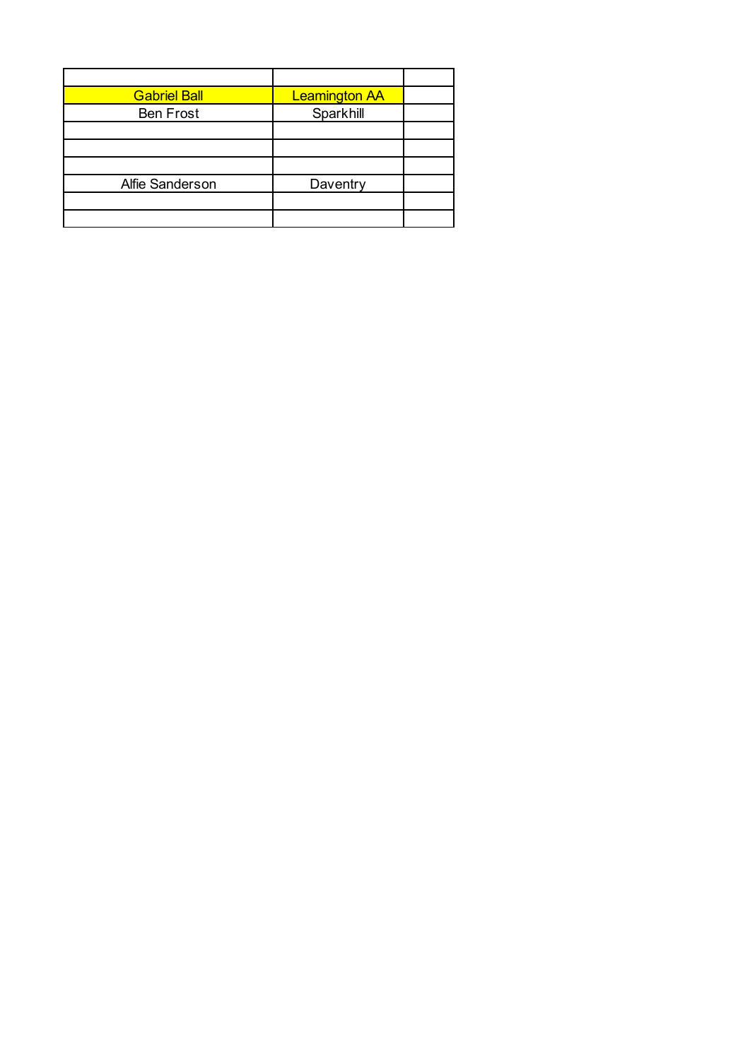| | | |
|---|---|---|
| | | |
| Gabriel Ball | Leamington AA | |
| Ben Frost | Sparkhill | |
| | | |
| | | |
| | | |
| Alfie Sanderson | Daventry | |
| | | |
| | | |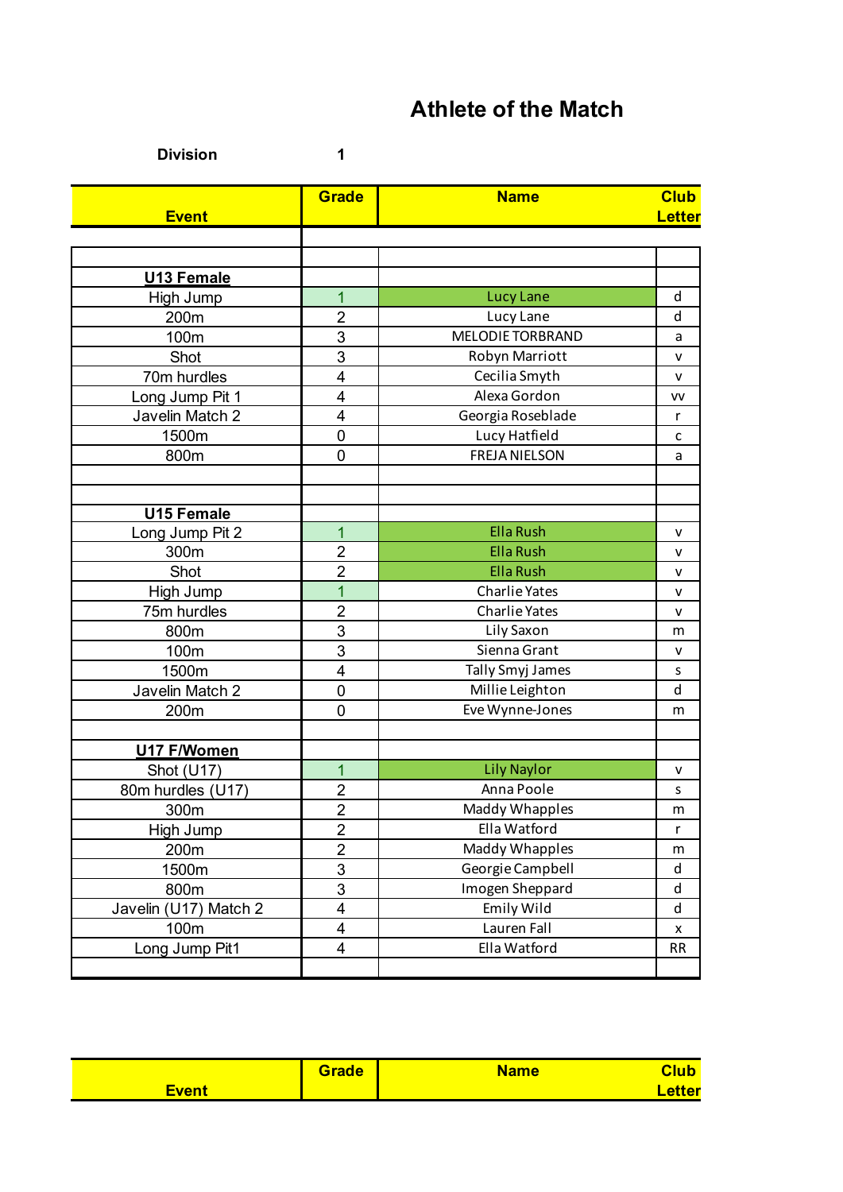# Athlete of the Match

**Division** 1

| Event | Grade | Name | Club Letter |
|---|---|---|---|
| | | | |
| **U13 Female** | | | |
| High Jump | 1 | Lucy Lane | d |
| 200m | 2 | Lucy Lane | d |
| 100m | 3 | MELODIE TORBRAND | a |
| Shot | 3 | Robyn Marriott | v |
| 70m hurdles | 4 | Cecilia Smyth | v |
| Long Jump Pit 1 | 4 | Alexa Gordon | vv |
| Javelin Match 2 | 4 | Georgia Roseblade | r |
| 1500m | 0 | Lucy Hatfield | c |
| 800m | 0 | FREJA NIELSON | a |
| | | | |
| | | | |
| **U15 Female** | | | |
| Long Jump Pit 2 | 1 | Ella Rush | v |
| 300m | 2 | Ella Rush | v |
| Shot | 2 | Ella Rush | v |
| High Jump | 1 | Charlie Yates | v |
| 75m hurdles | 2 | Charlie Yates | v |
| 800m | 3 | Lily Saxon | m |
| 100m | 3 | Sienna Grant | v |
| 1500m | 4 | Tally Smyj James | s |
| Javelin Match 2 | 0 | Millie Leighton | d |
| 200m | 0 | Eve Wynne-Jones | m |
| | | | |
| **U17 F/Women** | | | |
| Shot (U17) | 1 | Lily Naylor | v |
| 80m hurdles (U17) | 2 | Anna Poole | s |
| 300m | 2 | Maddy Whapples | m |
| High Jump | 2 | Ella Watford | r |
| 200m | 2 | Maddy Whapples | m |
| 1500m | 3 | Georgie Campbell | d |
| 800m | 3 | Imogen Sheppard | d |
| Javelin (U17) Match 2 | 4 | Emily Wild | d |
| 100m | 4 | Lauren Fall | x |
| Long Jump Pit1 | 4 | Ella Watford | RR |
| | | | |

| Event | Grade | Name | Club Letter |
|---|---|---|---|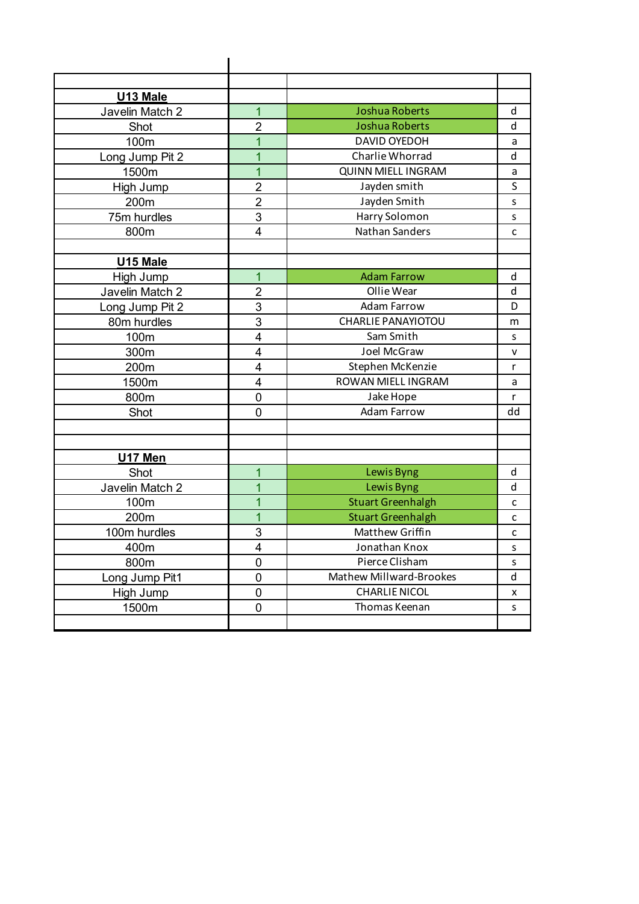| | | | |
|---|---|---|---|
| | | | |
| **U13 Male** | | | |
| Javelin Match 2 | 1 | Joshua Roberts | d |
| Shot | 2 | Joshua Roberts | d |
| 100m | 1 | DAVID OYEDOH | a |
| Long Jump Pit 2 | 1 | Charlie Whorrad | d |
| 1500m | 1 | QUINN MIELL INGRAM | a |
| High Jump | 2 | Jayden smith | S |
| 200m | 2 | Jayden Smith | s |
| 75m hurdles | 3 | Harry Solomon | s |
| 800m | 4 | Nathan Sanders | c |
| | | | |
| **U15 Male** | | | |
| High Jump | 1 | Adam Farrow | d |
| Javelin Match 2 | 2 | Ollie Wear | d |
| Long Jump Pit 2 | 3 | Adam Farrow | D |
| 80m hurdles | 3 | CHARLIE PANAYIOTOU | m |
| 100m | 4 | Sam Smith | s |
| 300m | 4 | Joel McGraw | v |
| 200m | 4 | Stephen McKenzie | r |
| 1500m | 4 | ROWAN MIELL INGRAM | a |
| 800m | 0 | Jake Hope | r |
| Shot | 0 | Adam Farrow | dd |
| | | | |
| | | | |
| **U17 Men** | | | |
| Shot | 1 | Lewis Byng | d |
| Javelin Match 2 | 1 | Lewis Byng | d |
| 100m | 1 | Stuart Greenhalgh | c |
| 200m | 1 | Stuart Greenhalgh | c |
| 100m hurdles | 3 | Matthew Griffin | c |
| 400m | 4 | Jonathan Knox | s |
| 800m | 0 | Pierce Clisham | s |
| Long Jump Pit1 | 0 | Mathew Millward-Brookes | d |
| High Jump | 0 | CHARLIE NICOL | x |
| 1500m | 0 | Thomas Keenan | s |
| | | | |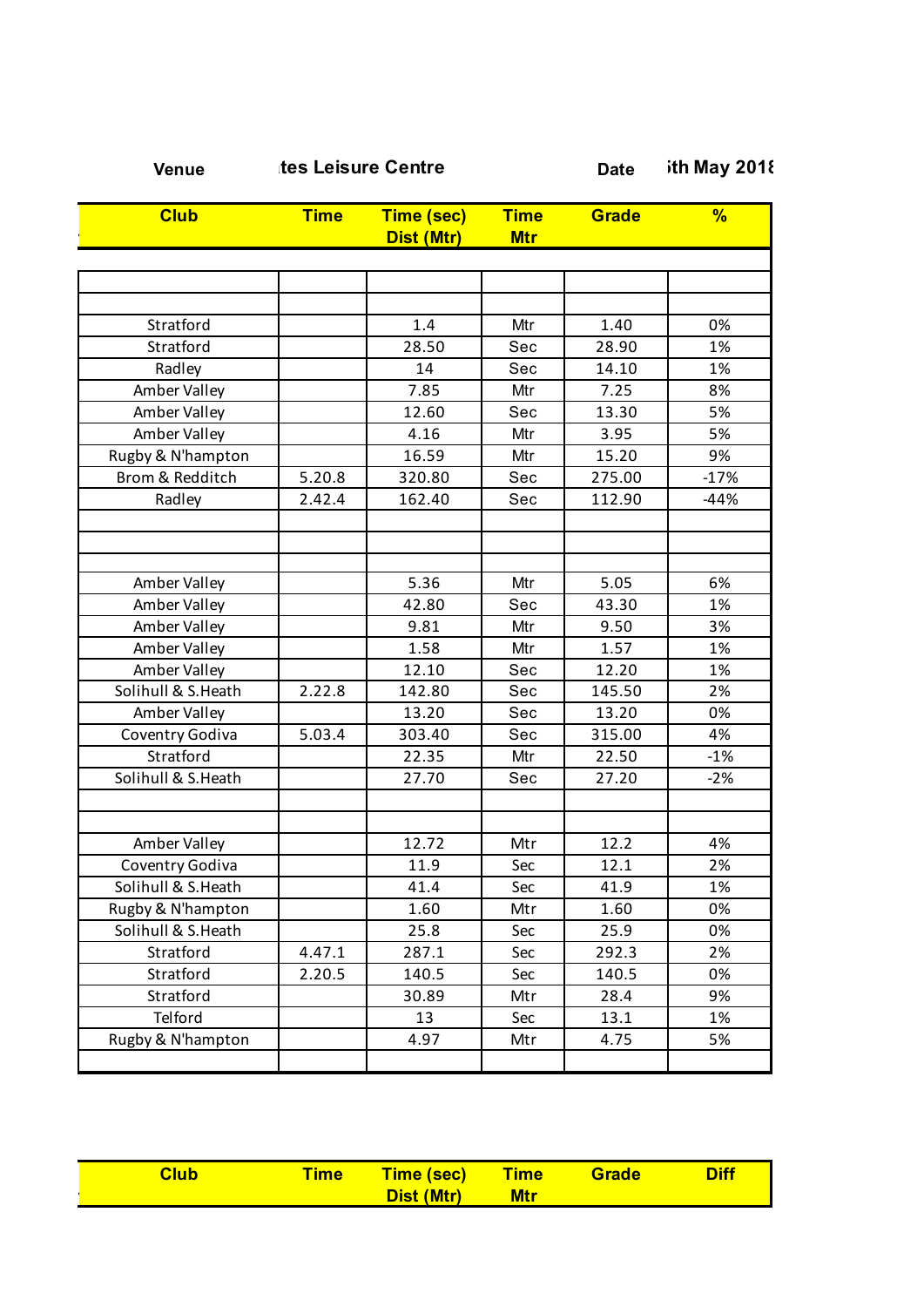Venue ıtes Leisure Centre Date ıth May 2018

| Club | Time | Time (sec) Dist (Mtr) | Time Mtr | Grade | % |
|---|---|---|---|---|---|
| | | | | | |
| | | | | | |
| | | | | | |
| Stratford | | 1.4 | Mtr | 1.40 | 0% |
| Stratford | | 28.50 | Sec | 28.90 | 1% |
| Radley | | 14 | Sec | 14.10 | 1% |
| Amber Valley | | 7.85 | Mtr | 7.25 | 8% |
| Amber Valley | | 12.60 | Sec | 13.30 | 5% |
| Amber Valley | | 4.16 | Mtr | 3.95 | 5% |
| Rugby & N'hampton | | 16.59 | Mtr | 15.20 | 9% |
| Brom & Redditch | 5.20.8 | 320.80 | Sec | 275.00 | -17% |
| Radley | 2.42.4 | 162.40 | Sec | 112.90 | -44% |
| | | | | | |
| | | | | | |
| | | | | | |
| Amber Valley | | 5.36 | Mtr | 5.05 | 6% |
| Amber Valley | | 42.80 | Sec | 43.30 | 1% |
| Amber Valley | | 9.81 | Mtr | 9.50 | 3% |
| Amber Valley | | 1.58 | Mtr | 1.57 | 1% |
| Amber Valley | | 12.10 | Sec | 12.20 | 1% |
| Solihull & S.Heath | 2.22.8 | 142.80 | Sec | 145.50 | 2% |
| Amber Valley | | 13.20 | Sec | 13.20 | 0% |
| Coventry Godiva | 5.03.4 | 303.40 | Sec | 315.00 | 4% |
| Stratford | | 22.35 | Mtr | 22.50 | -1% |
| Solihull & S.Heath | | 27.70 | Sec | 27.20 | -2% |
| | | | | | |
| | | | | | |
| Amber Valley | | 12.72 | Mtr | 12.2 | 4% |
| Coventry Godiva | | 11.9 | Sec | 12.1 | 2% |
| Solihull & S.Heath | | 41.4 | Sec | 41.9 | 1% |
| Rugby & N'hampton | | 1.60 | Mtr | 1.60 | 0% |
| Solihull & S.Heath | | 25.8 | Sec | 25.9 | 0% |
| Stratford | 4.47.1 | 287.1 | Sec | 292.3 | 2% |
| Stratford | 2.20.5 | 140.5 | Sec | 140.5 | 0% |
| Stratford | | 30.89 | Mtr | 28.4 | 9% |
| Telford | | 13 | Sec | 13.1 | 1% |
| Rugby & N'hampton | | 4.97 | Mtr | 4.75 | 5% |
| | | | | | |

| Club | Time | Time (sec) Dist (Mtr) | Time Mtr | Grade | Diff |
|---|---|---|---|---|---|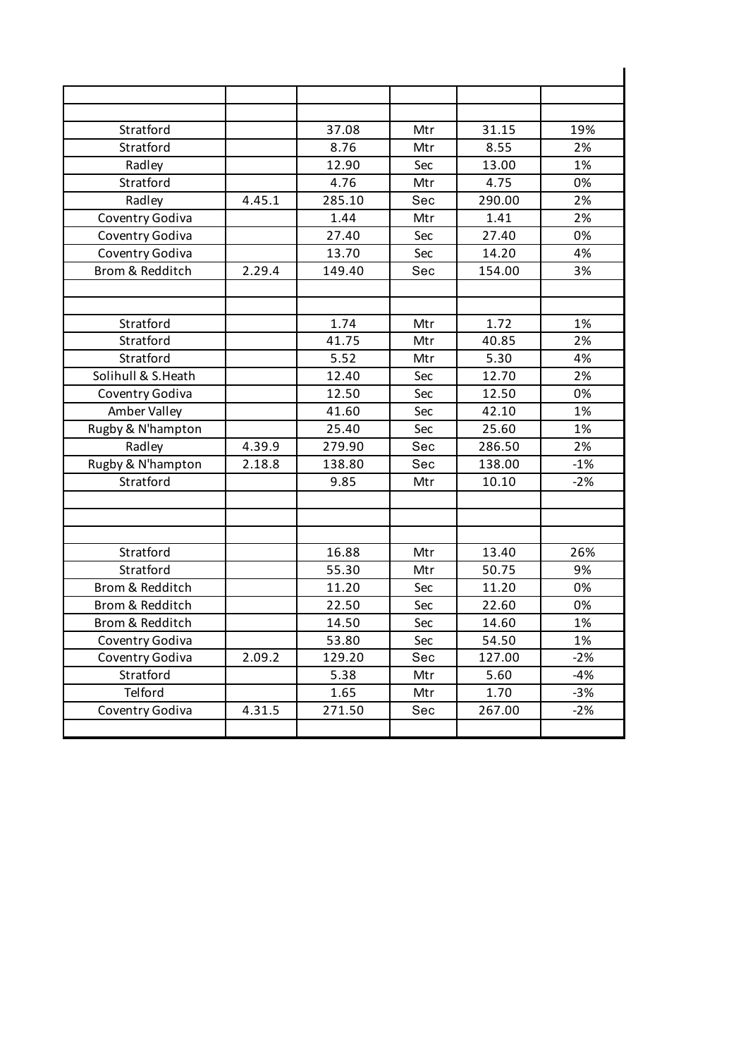| | | | | | |
|---|---|---|---|---|---|
| | | | | | |
| Stratford | | 37.08 | Mtr | 31.15 | 19% |
| Stratford | | 8.76 | Mtr | 8.55 | 2% |
| Radley | | 12.90 | Sec | 13.00 | 1% |
| Stratford | | 4.76 | Mtr | 4.75 | 0% |
| Radley | 4.45.1 | 285.10 | Sec | 290.00 | 2% |
| Coventry Godiva | | 1.44 | Mtr | 1.41 | 2% |
| Coventry Godiva | | 27.40 | Sec | 27.40 | 0% |
| Coventry Godiva | | 13.70 | Sec | 14.20 | 4% |
| Brom & Redditch | 2.29.4 | 149.40 | Sec | 154.00 | 3% |
| | | | | | |
| | | | | | |
| Stratford | | 1.74 | Mtr | 1.72 | 1% |
| Stratford | | 41.75 | Mtr | 40.85 | 2% |
| Stratford | | 5.52 | Mtr | 5.30 | 4% |
| Solihull & S.Heath | | 12.40 | Sec | 12.70 | 2% |
| Coventry Godiva | | 12.50 | Sec | 12.50 | 0% |
| Amber Valley | | 41.60 | Sec | 42.10 | 1% |
| Rugby & N'hampton | | 25.40 | Sec | 25.60 | 1% |
| Radley | 4.39.9 | 279.90 | Sec | 286.50 | 2% |
| Rugby & N'hampton | 2.18.8 | 138.80 | Sec | 138.00 | -1% |
| Stratford | | 9.85 | Mtr | 10.10 | -2% |
| | | | | | |
| | | | | | |
| | | | | | |
| Stratford | | 16.88 | Mtr | 13.40 | 26% |
| Stratford | | 55.30 | Mtr | 50.75 | 9% |
| Brom & Redditch | | 11.20 | Sec | 11.20 | 0% |
| Brom & Redditch | | 22.50 | Sec | 22.60 | 0% |
| Brom & Redditch | | 14.50 | Sec | 14.60 | 1% |
| Coventry Godiva | | 53.80 | Sec | 54.50 | 1% |
| Coventry Godiva | 2.09.2 | 129.20 | Sec | 127.00 | -2% |
| Stratford | | 5.38 | Mtr | 5.60 | -4% |
| Telford | | 1.65 | Mtr | 1.70 | -3% |
| Coventry Godiva | 4.31.5 | 271.50 | Sec | 267.00 | -2% |
| | | | | | |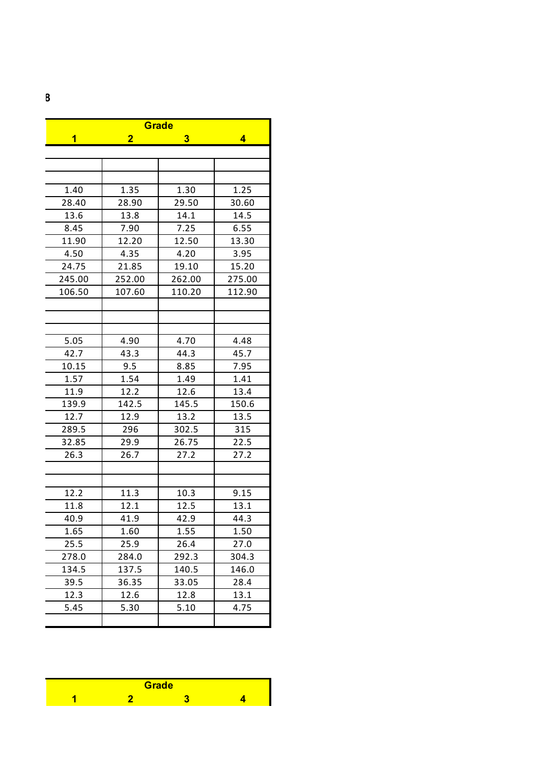B

| Grade | | | |
|---|---|---|---|
| 1 | 2 | 3 | 4 |
| | | | |
| | | | |
| | | | |
| 1.40 | 1.35 | 1.30 | 1.25 |
| 28.40 | 28.90 | 29.50 | 30.60 |
| 13.6 | 13.8 | 14.1 | 14.5 |
| 8.45 | 7.90 | 7.25 | 6.55 |
| 11.90 | 12.20 | 12.50 | 13.30 |
| 4.50 | 4.35 | 4.20 | 3.95 |
| 24.75 | 21.85 | 19.10 | 15.20 |
| 245.00 | 252.00 | 262.00 | 275.00 |
| 106.50 | 107.60 | 110.20 | 112.90 |
| | | | |
| | | | |
| | | | |
| 5.05 | 4.90 | 4.70 | 4.48 |
| 42.7 | 43.3 | 44.3 | 45.7 |
| 10.15 | 9.5 | 8.85 | 7.95 |
| 1.57 | 1.54 | 1.49 | 1.41 |
| 11.9 | 12.2 | 12.6 | 13.4 |
| 139.9 | 142.5 | 145.5 | 150.6 |
| 12.7 | 12.9 | 13.2 | 13.5 |
| 289.5 | 296 | 302.5 | 315 |
| 32.85 | 29.9 | 26.75 | 22.5 |
| 26.3 | 26.7 | 27.2 | 27.2 |
| | | | |
| | | | |
| 12.2 | 11.3 | 10.3 | 9.15 |
| 11.8 | 12.1 | 12.5 | 13.1 |
| 40.9 | 41.9 | 42.9 | 44.3 |
| 1.65 | 1.60 | 1.55 | 1.50 |
| 25.5 | 25.9 | 26.4 | 27.0 |
| 278.0 | 284.0 | 292.3 | 304.3 |
| 134.5 | 137.5 | 140.5 | 146.0 |
| 39.5 | 36.35 | 33.05 | 28.4 |
| 12.3 | 12.6 | 12.8 | 13.1 |
| 5.45 | 5.30 | 5.10 | 4.75 |
| | | | |

| Grade | | | |
|---|---|---|---|
| 1 | 2 | 3 | 4 |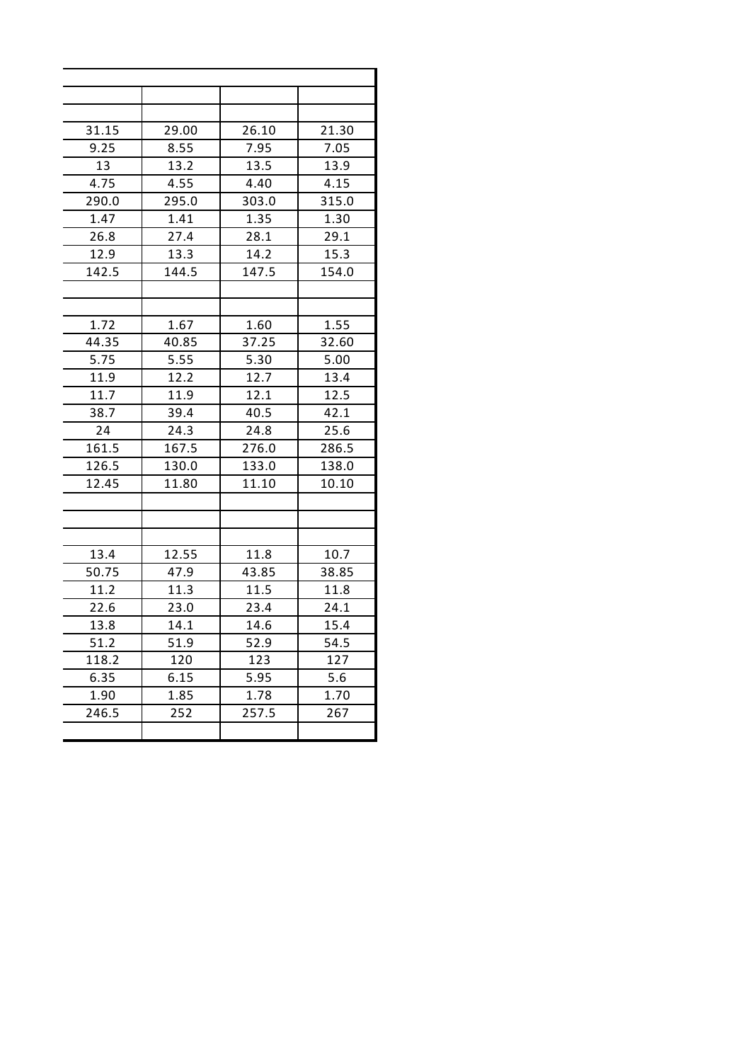| | | | |
|---|---|---|---|
| | | | |
| | | | |
| 31.15 | 29.00 | 26.10 | 21.30 |
| 9.25 | 8.55 | 7.95 | 7.05 |
| 13 | 13.2 | 13.5 | 13.9 |
| 4.75 | 4.55 | 4.40 | 4.15 |
| 290.0 | 295.0 | 303.0 | 315.0 |
| 1.47 | 1.41 | 1.35 | 1.30 |
| 26.8 | 27.4 | 28.1 | 29.1 |
| 12.9 | 13.3 | 14.2 | 15.3 |
| 142.5 | 144.5 | 147.5 | 154.0 |
| | | | |
| | | | |
| 1.72 | 1.67 | 1.60 | 1.55 |
| 44.35 | 40.85 | 37.25 | 32.60 |
| 5.75 | 5.55 | 5.30 | 5.00 |
| 11.9 | 12.2 | 12.7 | 13.4 |
| 11.7 | 11.9 | 12.1 | 12.5 |
| 38.7 | 39.4 | 40.5 | 42.1 |
| 24 | 24.3 | 24.8 | 25.6 |
| 161.5 | 167.5 | 276.0 | 286.5 |
| 126.5 | 130.0 | 133.0 | 138.0 |
| 12.45 | 11.80 | 11.10 | 10.10 |
| | | | |
| | | | |
| | | | |
| 13.4 | 12.55 | 11.8 | 10.7 |
| 50.75 | 47.9 | 43.85 | 38.85 |
| 11.2 | 11.3 | 11.5 | 11.8 |
| 22.6 | 23.0 | 23.4 | 24.1 |
| 13.8 | 14.1 | 14.6 | 15.4 |
| 51.2 | 51.9 | 52.9 | 54.5 |
| 118.2 | 120 | 123 | 127 |
| 6.35 | 6.15 | 5.95 | 5.6 |
| 1.90 | 1.85 | 1.78 | 1.70 |
| 246.5 | 252 | 257.5 | 267 |
| | | | |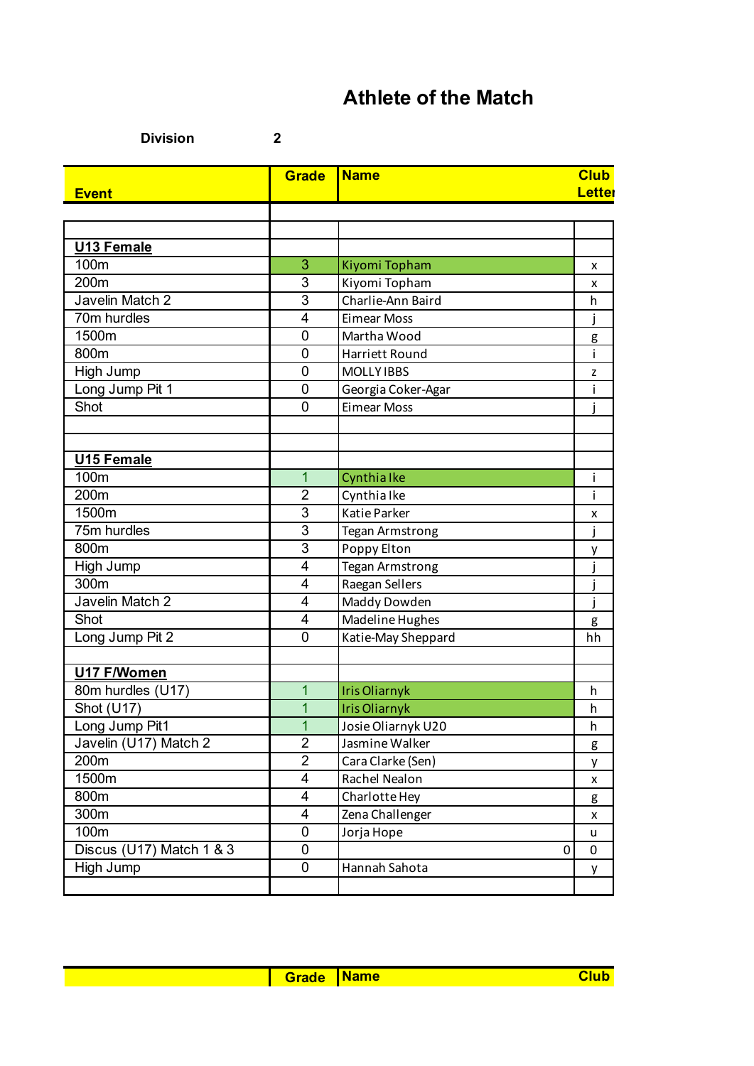# Athlete of the Match

**Division** **2**

| Event | Grade | Name | | Club Letter |
|---|---|---|---|---|
| | | | | |
| | | | | |
| **U13 Female** | | | | |
| 100m | 3 | Kiyomi Topham | | x |
| 200m | 3 | Kiyomi Topham | | x |
| Javelin Match 2 | 3 | Charlie-Ann Baird | | h |
| 70m hurdles | 4 | Eimear Moss | | j |
| 1500m | 0 | Martha Wood | | g |
| 800m | 0 | Harriett Round | | i |
| High Jump | 0 | MOLLY IBBS | | z |
| Long Jump Pit 1 | 0 | Georgia Coker-Agar | | i |
| Shot | 0 | Eimear Moss | | j |
| | | | | |
| | | | | |
| **U15 Female** | | | | |
| 100m | 1 | Cynthia Ike | | i |
| 200m | 2 | Cynthia Ike | | i |
| 1500m | 3 | Katie Parker | | x |
| 75m hurdles | 3 | Tegan Armstrong | | j |
| 800m | 3 | Poppy Elton | | y |
| High Jump | 4 | Tegan Armstrong | | j |
| 300m | 4 | Raegan Sellers | | j |
| Javelin Match 2 | 4 | Maddy Dowden | | j |
| Shot | 4 | Madeline Hughes | | g |
| Long Jump Pit 2 | 0 | Katie-May Sheppard | | hh |
| | | | | |
| **U17 F/Women** | | | | |
| 80m hurdles (U17) | 1 | Iris Oliarnyk | | h |
| Shot (U17) | 1 | Iris Oliarnyk | | h |
| Long Jump Pit1 | 1 | Josie Oliarnyk U20 | | h |
| Javelin (U17) Match 2 | 2 | Jasmine Walker | | g |
| 200m | 2 | Cara Clarke (Sen) | | y |
| 1500m | 4 | Rachel Nealon | | x |
| 800m | 4 | Charlotte Hey | | g |
| 300m | 4 | Zena Challenger | | x |
| 100m | 0 | Jorja Hope | | u |
| Discus (U17) Match 1 & 3 | 0 | | 0 | 0 |
| High Jump | 0 | Hannah Sahota | | y |
| | | | | |

| | Grade | Name | Club |
|---|---|---|---|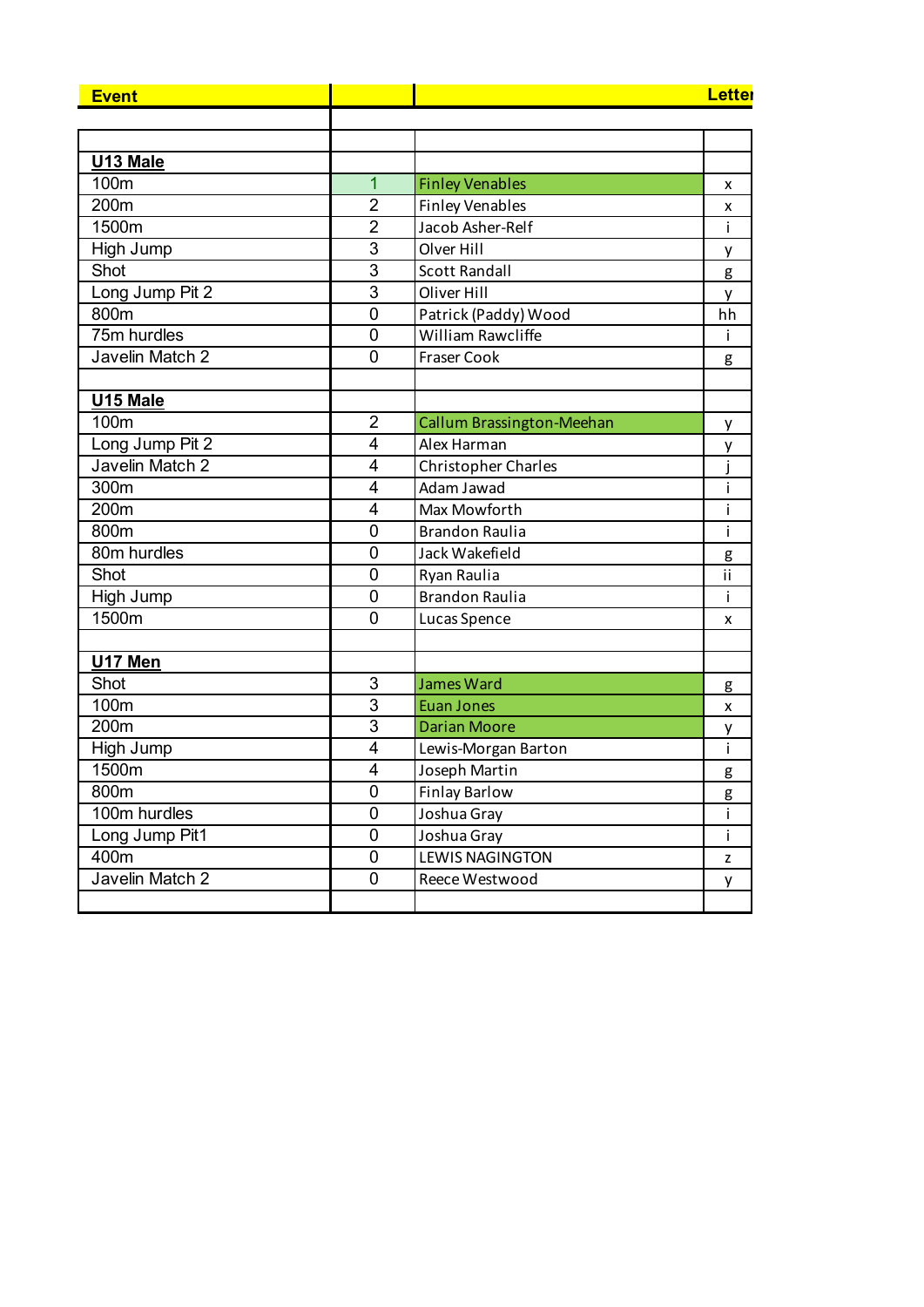| Event | | | Letter |
|---|---|---|---|
| | | | |
| **U13 Male** | | | |
| 100m | 1 | Finley Venables | x |
| 200m | 2 | Finley Venables | x |
| 1500m | 2 | Jacob Asher-Relf | i |
| High Jump | 3 | Olver Hill | y |
| Shot | 3 | Scott Randall | g |
| Long Jump Pit 2 | 3 | Oliver Hill | y |
| 800m | 0 | Patrick (Paddy) Wood | hh |
| 75m hurdles | 0 | William Rawcliffe | i |
| Javelin Match 2 | 0 | Fraser Cook | g |
| | | | |
| **U15 Male** | | | |
| 100m | 2 | Callum Brassington-Meehan | y |
| Long Jump Pit 2 | 4 | Alex Harman | y |
| Javelin Match 2 | 4 | Christopher Charles | j |
| 300m | 4 | Adam Jawad | i |
| 200m | 4 | Max Mowforth | i |
| 800m | 0 | Brandon Raulia | i |
| 80m hurdles | 0 | Jack Wakefield | g |
| Shot | 0 | Ryan Raulia | ii |
| High Jump | 0 | Brandon Raulia | i |
| 1500m | 0 | Lucas Spence | x |
| | | | |
| **U17 Men** | | | |
| Shot | 3 | James Ward | g |
| 100m | 3 | Euan Jones | x |
| 200m | 3 | Darian Moore | y |
| High Jump | 4 | Lewis-Morgan Barton | i |
| 1500m | 4 | Joseph Martin | g |
| 800m | 0 | Finlay Barlow | g |
| 100m hurdles | 0 | Joshua Gray | i |
| Long Jump Pit1 | 0 | Joshua Gray | i |
| 400m | 0 | LEWIS NAGINGTON | z |
| Javelin Match 2 | 0 | Reece Westwood | y |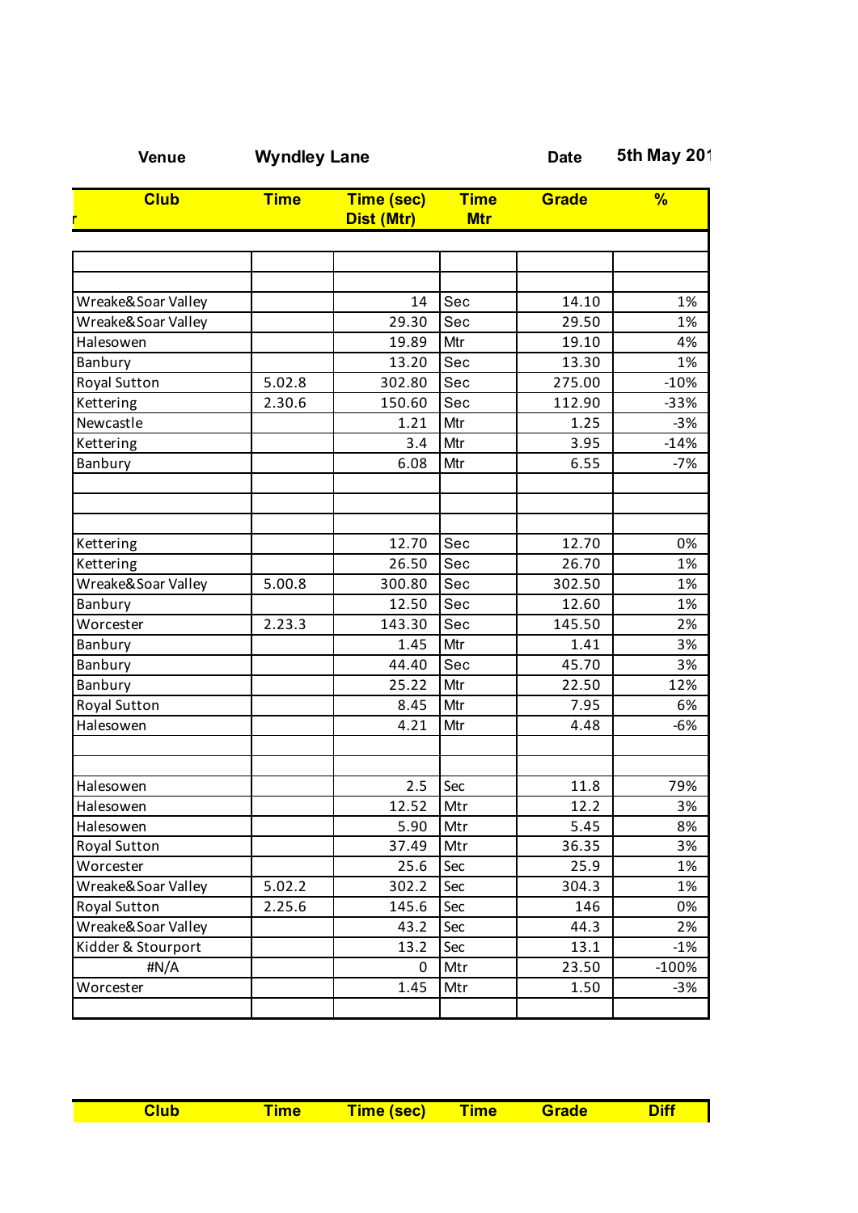Venue **Wyndley Lane** Date **5th May 201**

| Club | Time | Time (sec) Dist (Mtr) | Time Mtr | Grade | % |
|---|---|---|---|---|---|
| | | | | | |
| | | | | | |
| Wreake&Soar Valley | | 14 | Sec | 14.10 | 1% |
| Wreake&Soar Valley | | 29.30 | Sec | 29.50 | 1% |
| Halesowen | | 19.89 | Mtr | 19.10 | 4% |
| Banbury | | 13.20 | Sec | 13.30 | 1% |
| Royal Sutton | 5.02.8 | 302.80 | Sec | 275.00 | -10% |
| Kettering | 2.30.6 | 150.60 | Sec | 112.90 | -33% |
| Newcastle | | 1.21 | Mtr | 1.25 | -3% |
| Kettering | | 3.4 | Mtr | 3.95 | -14% |
| Banbury | | 6.08 | Mtr | 6.55 | -7% |
| | | | | | |
| | | | | | |
| | | | | | |
| Kettering | | 12.70 | Sec | 12.70 | 0% |
| Kettering | | 26.50 | Sec | 26.70 | 1% |
| Wreake&Soar Valley | 5.00.8 | 300.80 | Sec | 302.50 | 1% |
| Banbury | | 12.50 | Sec | 12.60 | 1% |
| Worcester | 2.23.3 | 143.30 | Sec | 145.50 | 2% |
| Banbury | | 1.45 | Mtr | 1.41 | 3% |
| Banbury | | 44.40 | Sec | 45.70 | 3% |
| Banbury | | 25.22 | Mtr | 22.50 | 12% |
| Royal Sutton | | 8.45 | Mtr | 7.95 | 6% |
| Halesowen | | 4.21 | Mtr | 4.48 | -6% |
| | | | | | |
| | | | | | |
| Halesowen | | 2.5 | Sec | 11.8 | 79% |
| Halesowen | | 12.52 | Mtr | 12.2 | 3% |
| Halesowen | | 5.90 | Mtr | 5.45 | 8% |
| Royal Sutton | | 37.49 | Mtr | 36.35 | 3% |
| Worcester | | 25.6 | Sec | 25.9 | 1% |
| Wreake&Soar Valley | 5.02.2 | 302.2 | Sec | 304.3 | 1% |
| Royal Sutton | 2.25.6 | 145.6 | Sec | 146 | 0% |
| Wreake&Soar Valley | | 43.2 | Sec | 44.3 | 2% |
| Kidder & Stourport | | 13.2 | Sec | 13.1 | -1% |
| #N/A | | 0 | Mtr | 23.50 | -100% |
| Worcester | | 1.45 | Mtr | 1.50 | -3% |
| | | | | | |

| Club | Time | Time (sec) | Time | Grade | Diff |
|---|---|---|---|---|---|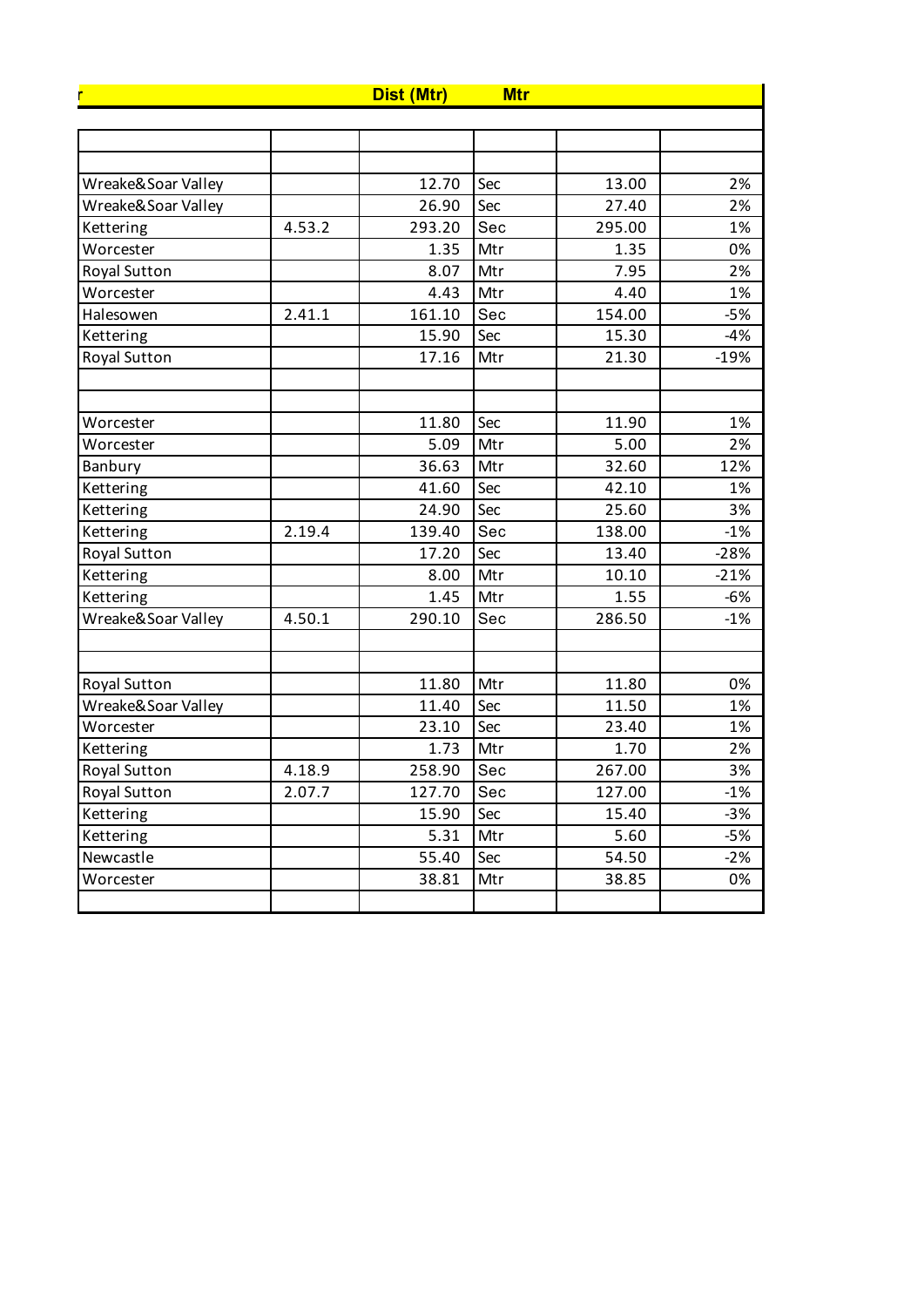| r | | Dist (Mtr) | Mtr | | |
|---|---|---|---|---|---|
| | | | | | |
| | | | | | |
| Wreake&Soar Valley | | 12.70 | Sec | 13.00 | 2% |
| Wreake&Soar Valley | | 26.90 | Sec | 27.40 | 2% |
| Kettering | 4.53.2 | 293.20 | Sec | 295.00 | 1% |
| Worcester | | 1.35 | Mtr | 1.35 | 0% |
| Royal Sutton | | 8.07 | Mtr | 7.95 | 2% |
| Worcester | | 4.43 | Mtr | 4.40 | 1% |
| Halesowen | 2.41.1 | 161.10 | Sec | 154.00 | -5% |
| Kettering | | 15.90 | Sec | 15.30 | -4% |
| Royal Sutton | | 17.16 | Mtr | 21.30 | -19% |
| | | | | | |
| | | | | | |
| Worcester | | 11.80 | Sec | 11.90 | 1% |
| Worcester | | 5.09 | Mtr | 5.00 | 2% |
| Banbury | | 36.63 | Mtr | 32.60 | 12% |
| Kettering | | 41.60 | Sec | 42.10 | 1% |
| Kettering | | 24.90 | Sec | 25.60 | 3% |
| Kettering | 2.19.4 | 139.40 | Sec | 138.00 | -1% |
| Royal Sutton | | 17.20 | Sec | 13.40 | -28% |
| Kettering | | 8.00 | Mtr | 10.10 | -21% |
| Kettering | | 1.45 | Mtr | 1.55 | -6% |
| Wreake&Soar Valley | 4.50.1 | 290.10 | Sec | 286.50 | -1% |
| | | | | | |
| | | | | | |
| Royal Sutton | | 11.80 | Mtr | 11.80 | 0% |
| Wreake&Soar Valley | | 11.40 | Sec | 11.50 | 1% |
| Worcester | | 23.10 | Sec | 23.40 | 1% |
| Kettering | | 1.73 | Mtr | 1.70 | 2% |
| Royal Sutton | 4.18.9 | 258.90 | Sec | 267.00 | 3% |
| Royal Sutton | 2.07.7 | 127.70 | Sec | 127.00 | -1% |
| Kettering | | 15.90 | Sec | 15.40 | -3% |
| Kettering | | 5.31 | Mtr | 5.60 | -5% |
| Newcastle | | 55.40 | Sec | 54.50 | -2% |
| Worcester | | 38.81 | Mtr | 38.85 | 0% |
| | | | | | |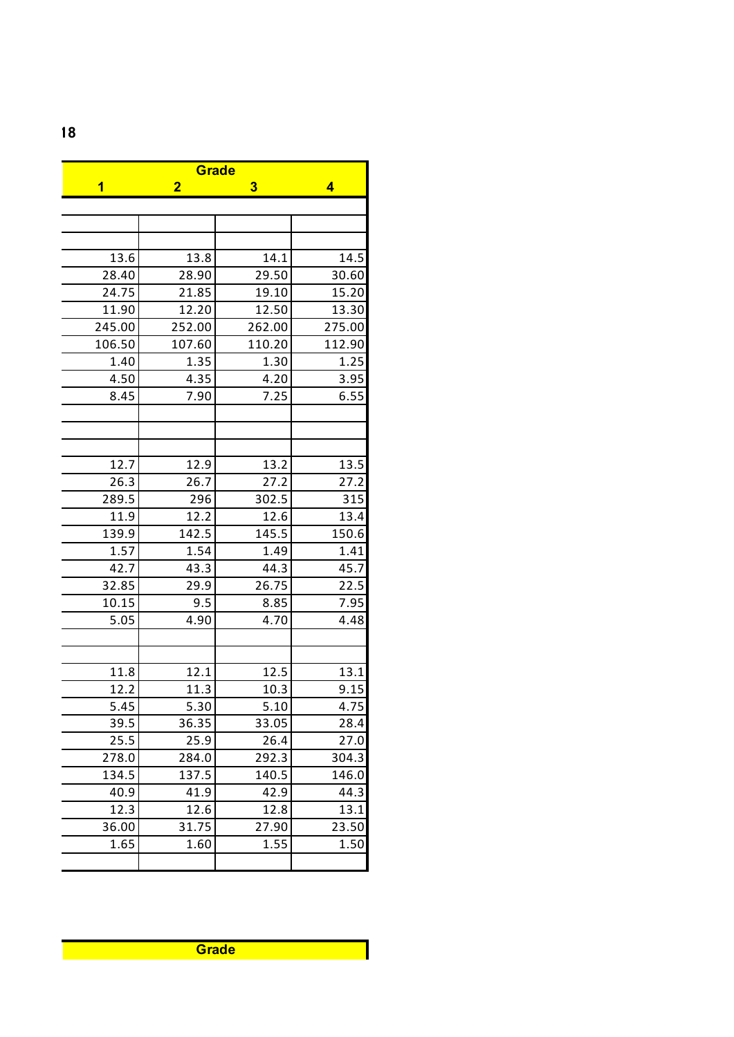18

| Grade | | | |
|---|---|---|---|
| 1 | 2 | 3 | 4 |
| | | | |
| | | | |
| | | | |
| 13.6 | 13.8 | 14.1 | 14.5 |
| 28.40 | 28.90 | 29.50 | 30.60 |
| 24.75 | 21.85 | 19.10 | 15.20 |
| 11.90 | 12.20 | 12.50 | 13.30 |
| 245.00 | 252.00 | 262.00 | 275.00 |
| 106.50 | 107.60 | 110.20 | 112.90 |
| 1.40 | 1.35 | 1.30 | 1.25 |
| 4.50 | 4.35 | 4.20 | 3.95 |
| 8.45 | 7.90 | 7.25 | 6.55 |
| | | | |
| | | | |
| | | | |
| 12.7 | 12.9 | 13.2 | 13.5 |
| 26.3 | 26.7 | 27.2 | 27.2 |
| 289.5 | 296 | 302.5 | 315 |
| 11.9 | 12.2 | 12.6 | 13.4 |
| 139.9 | 142.5 | 145.5 | 150.6 |
| 1.57 | 1.54 | 1.49 | 1.41 |
| 42.7 | 43.3 | 44.3 | 45.7 |
| 32.85 | 29.9 | 26.75 | 22.5 |
| 10.15 | 9.5 | 8.85 | 7.95 |
| 5.05 | 4.90 | 4.70 | 4.48 |
| | | | |
| | | | |
| 11.8 | 12.1 | 12.5 | 13.1 |
| 12.2 | 11.3 | 10.3 | 9.15 |
| 5.45 | 5.30 | 5.10 | 4.75 |
| 39.5 | 36.35 | 33.05 | 28.4 |
| 25.5 | 25.9 | 26.4 | 27.0 |
| 278.0 | 284.0 | 292.3 | 304.3 |
| 134.5 | 137.5 | 140.5 | 146.0 |
| 40.9 | 41.9 | 42.9 | 44.3 |
| 12.3 | 12.6 | 12.8 | 13.1 |
| 36.00 | 31.75 | 27.90 | 23.50 |
| 1.65 | 1.60 | 1.55 | 1.50 |
| | | | |

| Grade |
|---|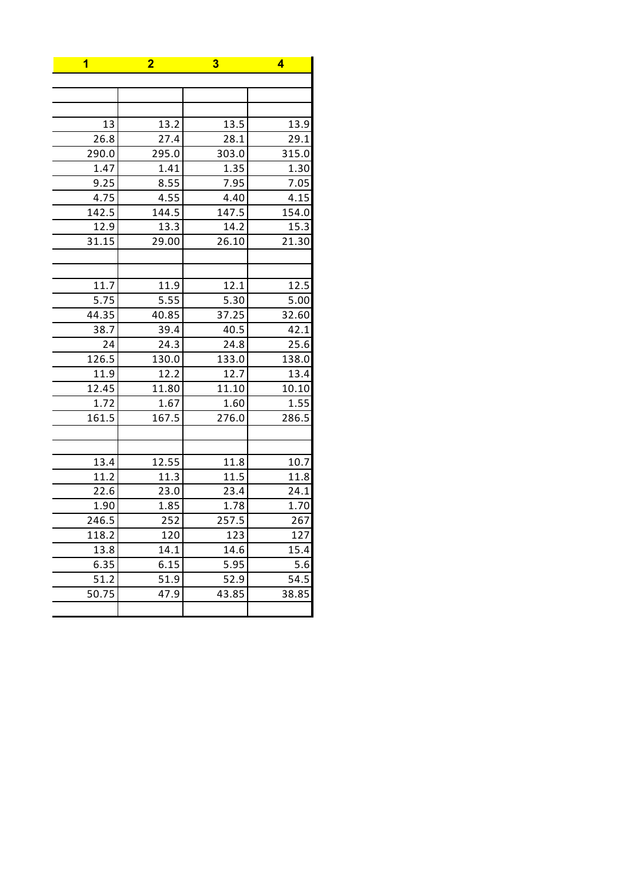| 1 | 2 | 3 | 4 |
|---|---|---|---|
| | | | |
| | | | |
| | | | |
| 13 | 13.2 | 13.5 | 13.9 |
| 26.8 | 27.4 | 28.1 | 29.1 |
| 290.0 | 295.0 | 303.0 | 315.0 |
| 1.47 | 1.41 | 1.35 | 1.30 |
| 9.25 | 8.55 | 7.95 | 7.05 |
| 4.75 | 4.55 | 4.40 | 4.15 |
| 142.5 | 144.5 | 147.5 | 154.0 |
| 12.9 | 13.3 | 14.2 | 15.3 |
| 31.15 | 29.00 | 26.10 | 21.30 |
| | | | |
| | | | |
| 11.7 | 11.9 | 12.1 | 12.5 |
| 5.75 | 5.55 | 5.30 | 5.00 |
| 44.35 | 40.85 | 37.25 | 32.60 |
| 38.7 | 39.4 | 40.5 | 42.1 |
| 24 | 24.3 | 24.8 | 25.6 |
| 126.5 | 130.0 | 133.0 | 138.0 |
| 11.9 | 12.2 | 12.7 | 13.4 |
| 12.45 | 11.80 | 11.10 | 10.10 |
| 1.72 | 1.67 | 1.60 | 1.55 |
| 161.5 | 167.5 | 276.0 | 286.5 |
| | | | |
| | | | |
| 13.4 | 12.55 | 11.8 | 10.7 |
| 11.2 | 11.3 | 11.5 | 11.8 |
| 22.6 | 23.0 | 23.4 | 24.1 |
| 1.90 | 1.85 | 1.78 | 1.70 |
| 246.5 | 252 | 257.5 | 267 |
| 118.2 | 120 | 123 | 127 |
| 13.8 | 14.1 | 14.6 | 15.4 |
| 6.35 | 6.15 | 5.95 | 5.6 |
| 51.2 | 51.9 | 52.9 | 54.5 |
| 50.75 | 47.9 | 43.85 | 38.85 |
| | | | |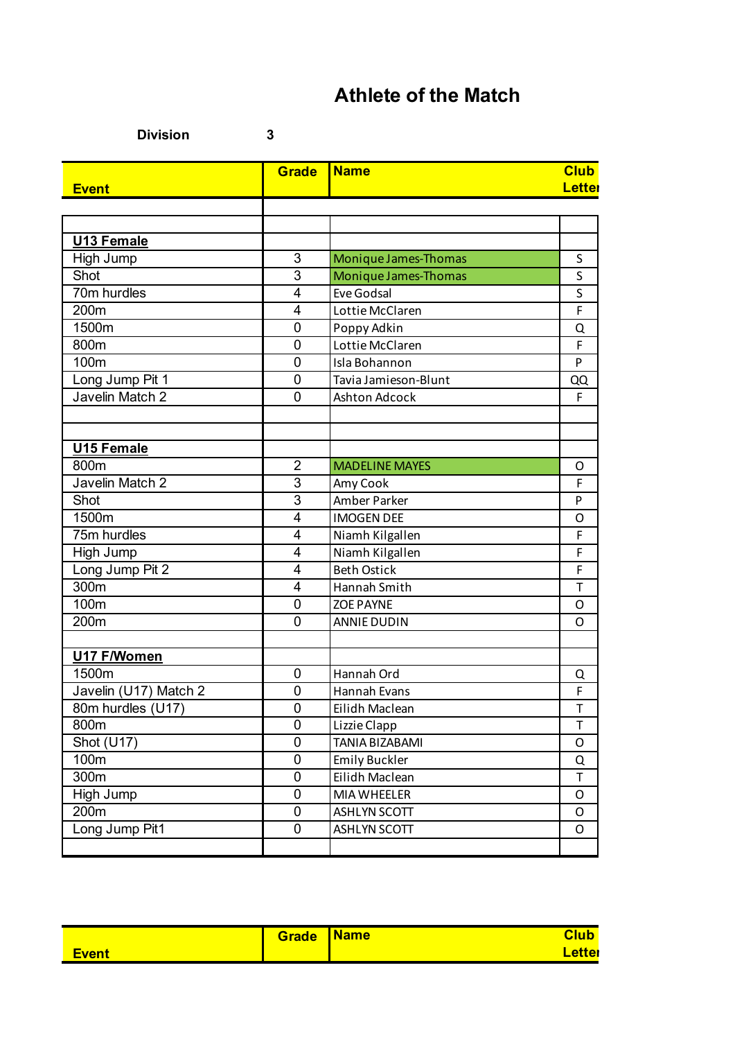# Athlete of the Match

**Division** 3

| Event | Grade | Name | Club Letter |
|---|---|---|---|
| | | | |
| **U13 Female** | | | |
| High Jump | 3 | Monique James-Thomas | S |
| Shot | 3 | Monique James-Thomas | S |
| 70m hurdles | 4 | Eve Godsal | S |
| 200m | 4 | Lottie McClaren | F |
| 1500m | 0 | Poppy Adkin | Q |
| 800m | 0 | Lottie McClaren | F |
| 100m | 0 | Isla Bohannon | P |
| Long Jump Pit 1 | 0 | Tavia Jamieson-Blunt | QQ |
| Javelin Match 2 | 0 | Ashton Adcock | F |
| | | | |
| | | | |
| **U15 Female** | | | |
| 800m | 2 | MADELINE MAYES | O |
| Javelin Match 2 | 3 | Amy Cook | F |
| Shot | 3 | Amber Parker | P |
| 1500m | 4 | IMOGEN DEE | O |
| 75m hurdles | 4 | Niamh Kilgallen | F |
| High Jump | 4 | Niamh Kilgallen | F |
| Long Jump Pit 2 | 4 | Beth Ostick | F |
| 300m | 4 | Hannah Smith | T |
| 100m | 0 | ZOE PAYNE | O |
| 200m | 0 | ANNIE DUDIN | O |
| | | | |
| **U17 F/Women** | | | |
| 1500m | 0 | Hannah Ord | Q |
| Javelin (U17) Match 2 | 0 | Hannah Evans | F |
| 80m hurdles (U17) | 0 | Eilidh Maclean | T |
| 800m | 0 | Lizzie Clapp | T |
| Shot (U17) | 0 | TANIA BIZABAMI | O |
| 100m | 0 | Emily Buckler | Q |
| 300m | 0 | Eilidh Maclean | T |
| High Jump | 0 | MIA WHEELER | O |
| 200m | 0 | ASHLYN SCOTT | O |
| Long Jump Pit1 | 0 | ASHLYN SCOTT | O |
| | | | |

| Event | Grade | Name | Club Letter |
|---|---|---|---|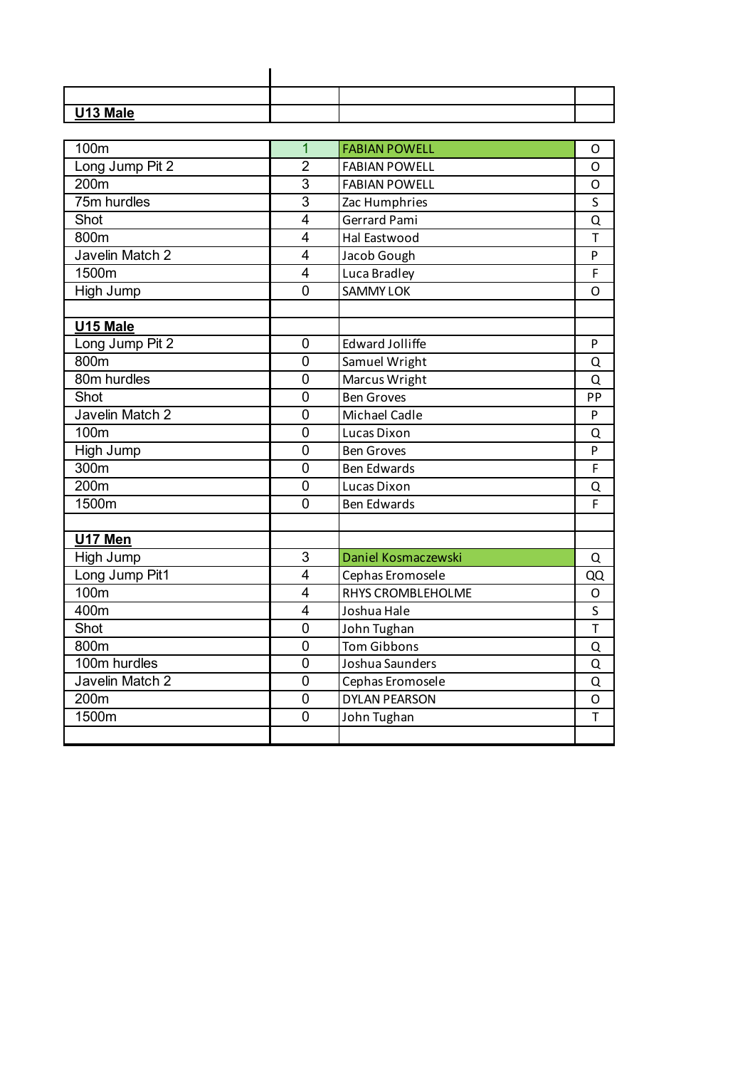| | | | |
|---|---|---|---|
| | | | |
| **U13 Male** | | | |
| 100m | 1 | FABIAN POWELL | O |
| Long Jump Pit 2 | 2 | FABIAN POWELL | O |
| 200m | 3 | FABIAN POWELL | O |
| 75m hurdles | 3 | Zac Humphries | S |
| Shot | 4 | Gerrard Pami | Q |
| 800m | 4 | Hal Eastwood | T |
| Javelin Match 2 | 4 | Jacob Gough | P |
| 1500m | 4 | Luca Bradley | F |
| High Jump | 0 | SAMMY LOK | O |
| | | | |
| **U15 Male** | | | |
| Long Jump Pit 2 | 0 | Edward Jolliffe | P |
| 800m | 0 | Samuel Wright | Q |
| 80m hurdles | 0 | Marcus Wright | Q |
| Shot | 0 | Ben Groves | PP |
| Javelin Match 2 | 0 | Michael Cadle | P |
| 100m | 0 | Lucas Dixon | Q |
| High Jump | 0 | Ben Groves | P |
| 300m | 0 | Ben Edwards | F |
| 200m | 0 | Lucas Dixon | Q |
| 1500m | 0 | Ben Edwards | F |
| | | | |
| **U17 Men** | | | |
| High Jump | 3 | Daniel Kosmaczewski | Q |
| Long Jump Pit1 | 4 | Cephas Eromosele | QQ |
| 100m | 4 | RHYS CROMBLEHOLME | O |
| 400m | 4 | Joshua Hale | S |
| Shot | 0 | John Tughan | T |
| 800m | 0 | Tom Gibbons | Q |
| 100m hurdles | 0 | Joshua Saunders | Q |
| Javelin Match 2 | 0 | Cephas Eromosele | Q |
| 200m | 0 | DYLAN PEARSON | O |
| 1500m | 0 | John Tughan | T |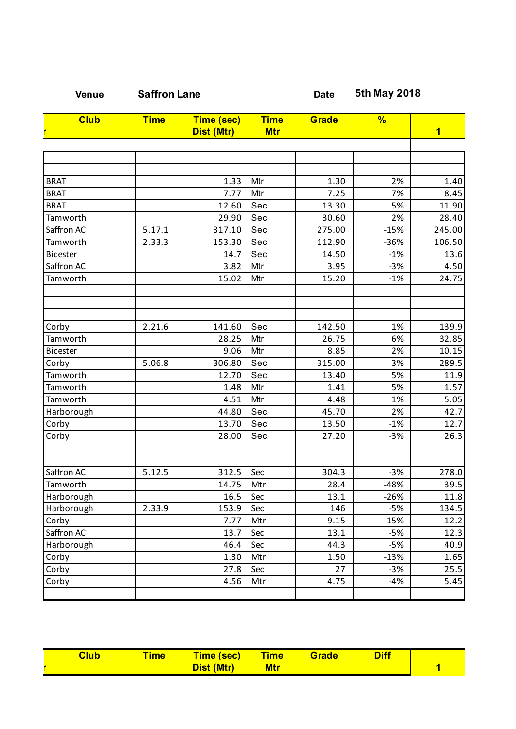Venue **Saffron Lane** Date **5th May 2018**

| Club | Time | Time (sec) Dist (Mtr) | Time Mtr | Grade | % | 1 |
|---|---|---|---|---|---|---|
| | | | | | | |
| | | | | | | |
| BRAT | | 1.33 | Mtr | 1.30 | 2% | 1.40 |
| BRAT | | 7.77 | Mtr | 7.25 | 7% | 8.45 |
| BRAT | | 12.60 | Sec | 13.30 | 5% | 11.90 |
| Tamworth | | 29.90 | Sec | 30.60 | 2% | 28.40 |
| Saffron AC | 5.17.1 | 317.10 | Sec | 275.00 | -15% | 245.00 |
| Tamworth | 2.33.3 | 153.30 | Sec | 112.90 | -36% | 106.50 |
| Bicester | | 14.7 | Sec | 14.50 | -1% | 13.6 |
| Saffron AC | | 3.82 | Mtr | 3.95 | -3% | 4.50 |
| Tamworth | | 15.02 | Mtr | 15.20 | -1% | 24.75 |
| | | | | | | |
| | | | | | | |
| Corby | 2.21.6 | 141.60 | Sec | 142.50 | 1% | 139.9 |
| Tamworth | | 28.25 | Mtr | 26.75 | 6% | 32.85 |
| Bicester | | 9.06 | Mtr | 8.85 | 2% | 10.15 |
| Corby | 5.06.8 | 306.80 | Sec | 315.00 | 3% | 289.5 |
| Tamworth | | 12.70 | Sec | 13.40 | 5% | 11.9 |
| Tamworth | | 1.48 | Mtr | 1.41 | 5% | 1.57 |
| Tamworth | | 4.51 | Mtr | 4.48 | 1% | 5.05 |
| Harborough | | 44.80 | Sec | 45.70 | 2% | 42.7 |
| Corby | | 13.70 | Sec | 13.50 | -1% | 12.7 |
| Corby | | 28.00 | Sec | 27.20 | -3% | 26.3 |
| | | | | | | |
| | | | | | | |
| Saffron AC | 5.12.5 | 312.5 | Sec | 304.3 | -3% | 278.0 |
| Tamworth | | 14.75 | Mtr | 28.4 | -48% | 39.5 |
| Harborough | | 16.5 | Sec | 13.1 | -26% | 11.8 |
| Harborough | 2.33.9 | 153.9 | Sec | 146 | -5% | 134.5 |
| Corby | | 7.77 | Mtr | 9.15 | -15% | 12.2 |
| Saffron AC | | 13.7 | Sec | 13.1 | -5% | 12.3 |
| Harborough | | 46.4 | Sec | 44.3 | -5% | 40.9 |
| Corby | | 1.30 | Mtr | 1.50 | -13% | 1.65 |
| Corby | | 27.8 | Sec | 27 | -3% | 25.5 |
| Corby | | 4.56 | Mtr | 4.75 | -4% | 5.45 |
| | | | | | | |

| Club | Time | Time (sec) Dist (Mtr) | Time Mtr | Grade | Diff | 1 |
|---|---|---|---|---|---|---|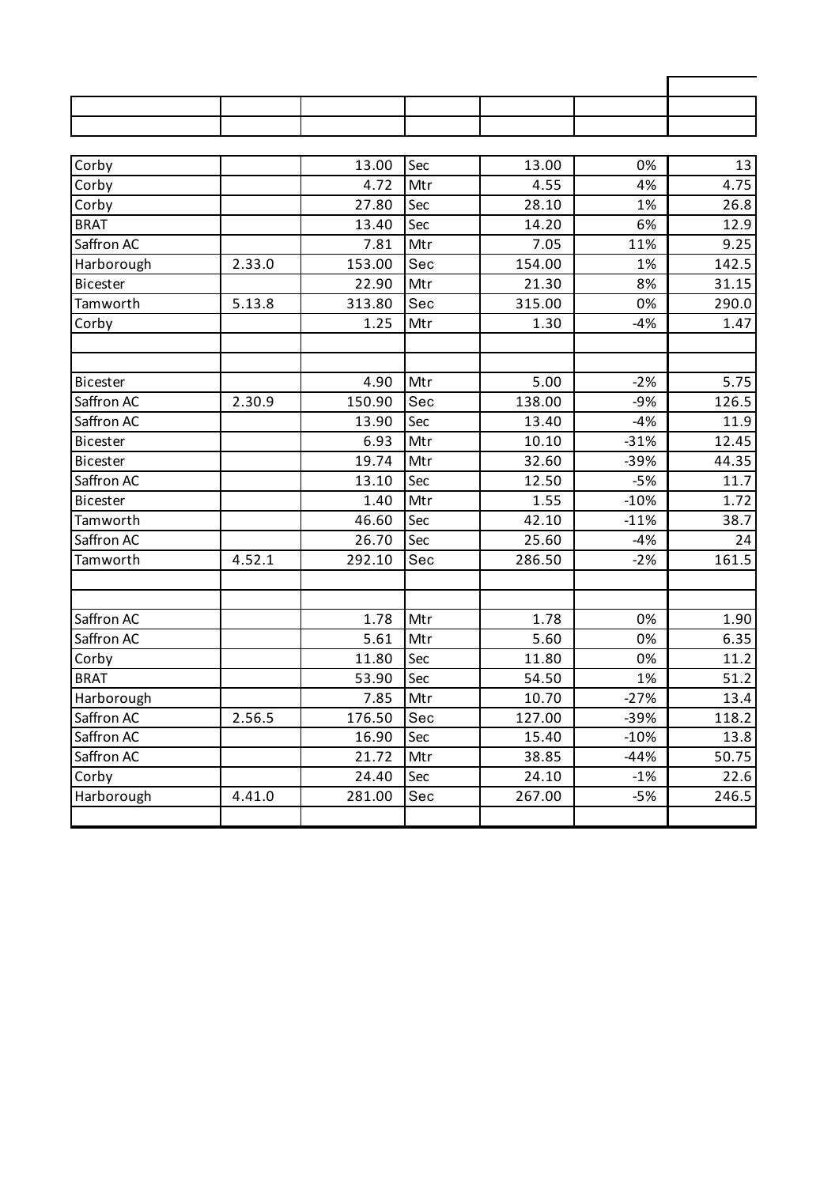| | | | | | | |
|---|---|---|---|---|---|---|
| | | | | | | |
| | | | | | | |
| Corby | | 13.00 | Sec | 13.00 | 0% | 13 |
| Corby | | 4.72 | Mtr | 4.55 | 4% | 4.75 |
| Corby | | 27.80 | Sec | 28.10 | 1% | 26.8 |
| BRAT | | 13.40 | Sec | 14.20 | 6% | 12.9 |
| Saffron AC | | 7.81 | Mtr | 7.05 | 11% | 9.25 |
| Harborough | 2.33.0 | 153.00 | Sec | 154.00 | 1% | 142.5 |
| Bicester | | 22.90 | Mtr | 21.30 | 8% | 31.15 |
| Tamworth | 5.13.8 | 313.80 | Sec | 315.00 | 0% | 290.0 |
| Corby | | 1.25 | Mtr | 1.30 | -4% | 1.47 |
| | | | | | | |
| | | | | | | |
| Bicester | | 4.90 | Mtr | 5.00 | -2% | 5.75 |
| Saffron AC | 2.30.9 | 150.90 | Sec | 138.00 | -9% | 126.5 |
| Saffron AC | | 13.90 | Sec | 13.40 | -4% | 11.9 |
| Bicester | | 6.93 | Mtr | 10.10 | -31% | 12.45 |
| Bicester | | 19.74 | Mtr | 32.60 | -39% | 44.35 |
| Saffron AC | | 13.10 | Sec | 12.50 | -5% | 11.7 |
| Bicester | | 1.40 | Mtr | 1.55 | -10% | 1.72 |
| Tamworth | | 46.60 | Sec | 42.10 | -11% | 38.7 |
| Saffron AC | | 26.70 | Sec | 25.60 | -4% | 24 |
| Tamworth | 4.52.1 | 292.10 | Sec | 286.50 | -2% | 161.5 |
| | | | | | | |
| | | | | | | |
| Saffron AC | | 1.78 | Mtr | 1.78 | 0% | 1.90 |
| Saffron AC | | 5.61 | Mtr | 5.60 | 0% | 6.35 |
| Corby | | 11.80 | Sec | 11.80 | 0% | 11.2 |
| BRAT | | 53.90 | Sec | 54.50 | 1% | 51.2 |
| Harborough | | 7.85 | Mtr | 10.70 | -27% | 13.4 |
| Saffron AC | 2.56.5 | 176.50 | Sec | 127.00 | -39% | 118.2 |
| Saffron AC | | 16.90 | Sec | 15.40 | -10% | 13.8 |
| Saffron AC | | 21.72 | Mtr | 38.85 | -44% | 50.75 |
| Corby | | 24.40 | Sec | 24.10 | -1% | 22.6 |
| Harborough | 4.41.0 | 281.00 | Sec | 267.00 | -5% | 246.5 |
| | | | | | | |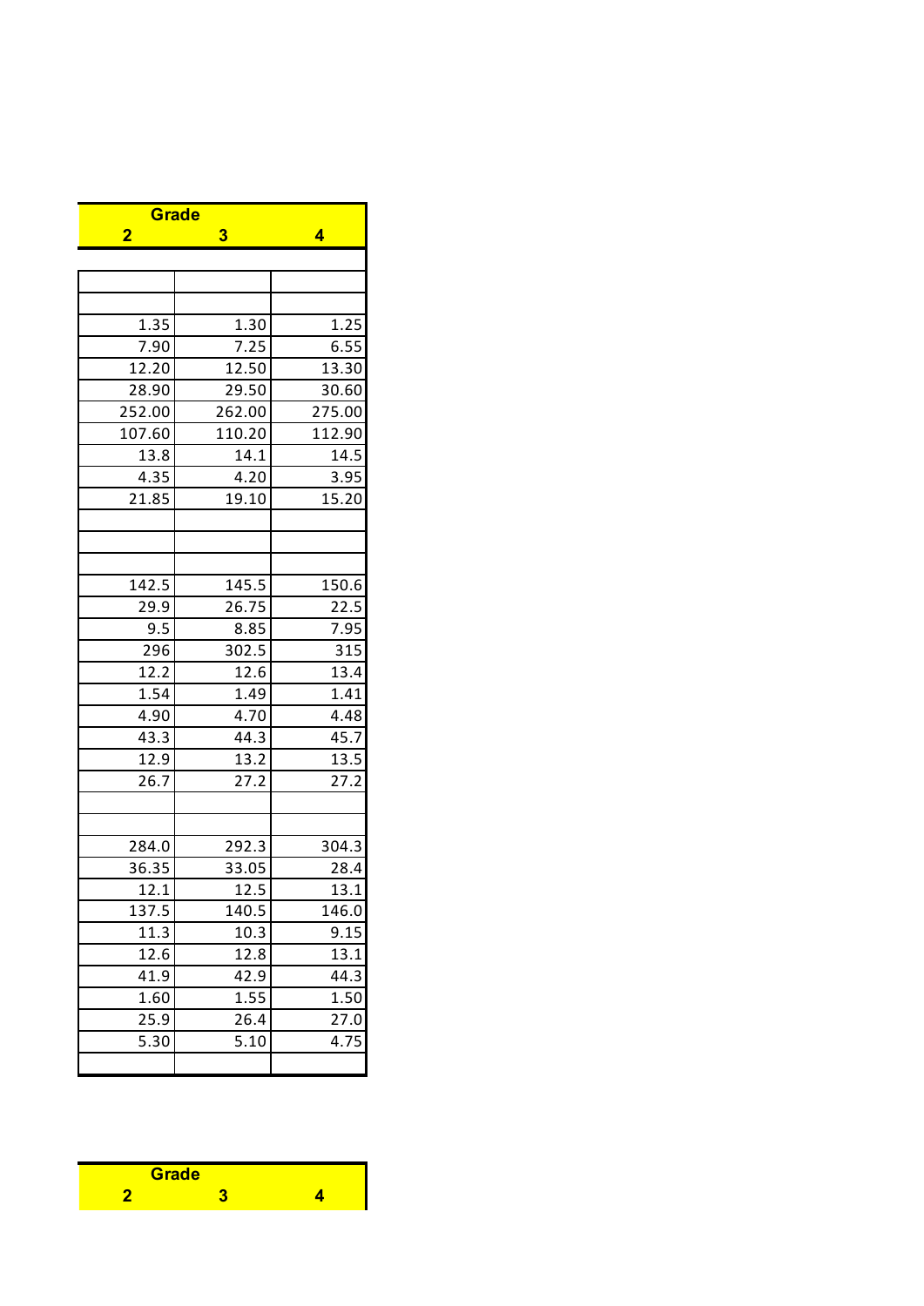| Grade | | |
|---|---|---|
| 2 | 3 | 4 |
| | | |
| | | |
| | | |
| 1.35 | 1.30 | 1.25 |
| 7.90 | 7.25 | 6.55 |
| 12.20 | 12.50 | 13.30 |
| 28.90 | 29.50 | 30.60 |
| 252.00 | 262.00 | 275.00 |
| 107.60 | 110.20 | 112.90 |
| 13.8 | 14.1 | 14.5 |
| 4.35 | 4.20 | 3.95 |
| 21.85 | 19.10 | 15.20 |
| | | |
| | | |
| | | |
| 142.5 | 145.5 | 150.6 |
| 29.9 | 26.75 | 22.5 |
| 9.5 | 8.85 | 7.95 |
| 296 | 302.5 | 315 |
| 12.2 | 12.6 | 13.4 |
| 1.54 | 1.49 | 1.41 |
| 4.90 | 4.70 | 4.48 |
| 43.3 | 44.3 | 45.7 |
| 12.9 | 13.2 | 13.5 |
| 26.7 | 27.2 | 27.2 |
| | | |
| | | |
| 284.0 | 292.3 | 304.3 |
| 36.35 | 33.05 | 28.4 |
| 12.1 | 12.5 | 13.1 |
| 137.5 | 140.5 | 146.0 |
| 11.3 | 10.3 | 9.15 |
| 12.6 | 12.8 | 13.1 |
| 41.9 | 42.9 | 44.3 |
| 1.60 | 1.55 | 1.50 |
| 25.9 | 26.4 | 27.0 |
| 5.30 | 5.10 | 4.75 |
| | | |

| Grade | | |
|---|---|---|
| 2 | 3 | 4 |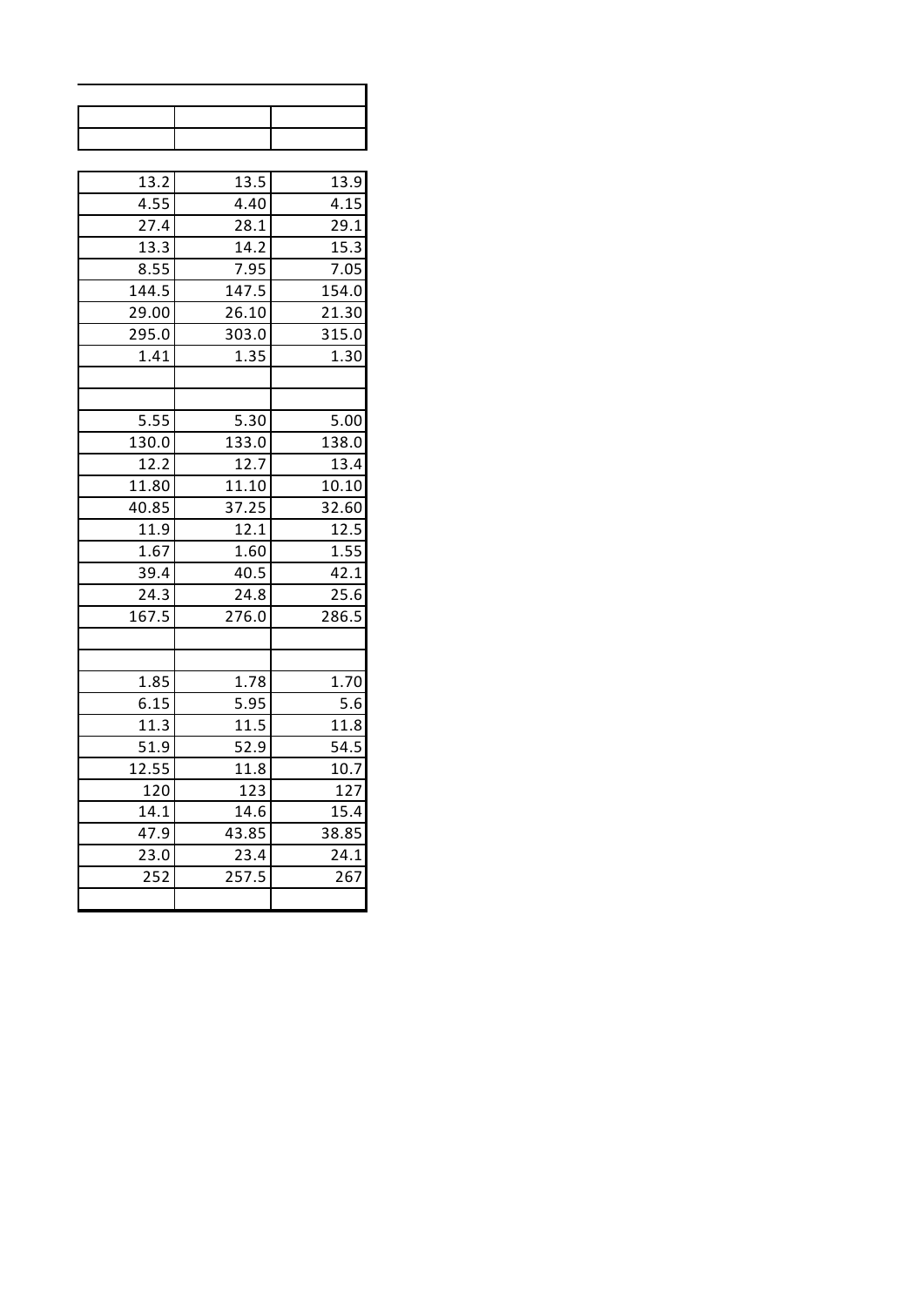| | | |
|---|---|---|
| | | |
| | | |
| 13.2 | 13.5 | 13.9 |
| 4.55 | 4.40 | 4.15 |
| 27.4 | 28.1 | 29.1 |
| 13.3 | 14.2 | 15.3 |
| 8.55 | 7.95 | 7.05 |
| 144.5 | 147.5 | 154.0 |
| 29.00 | 26.10 | 21.30 |
| 295.0 | 303.0 | 315.0 |
| 1.41 | 1.35 | 1.30 |
| | | |
| | | |
| 5.55 | 5.30 | 5.00 |
| 130.0 | 133.0 | 138.0 |
| 12.2 | 12.7 | 13.4 |
| 11.80 | 11.10 | 10.10 |
| 40.85 | 37.25 | 32.60 |
| 11.9 | 12.1 | 12.5 |
| 1.67 | 1.60 | 1.55 |
| 39.4 | 40.5 | 42.1 |
| 24.3 | 24.8 | 25.6 |
| 167.5 | 276.0 | 286.5 |
| | | |
| | | |
| 1.85 | 1.78 | 1.70 |
| 6.15 | 5.95 | 5.6 |
| 11.3 | 11.5 | 11.8 |
| 51.9 | 52.9 | 54.5 |
| 12.55 | 11.8 | 10.7 |
| 120 | 123 | 127 |
| 14.1 | 14.6 | 15.4 |
| 47.9 | 43.85 | 38.85 |
| 23.0 | 23.4 | 24.1 |
| 252 | 257.5 | 267 |
| | | |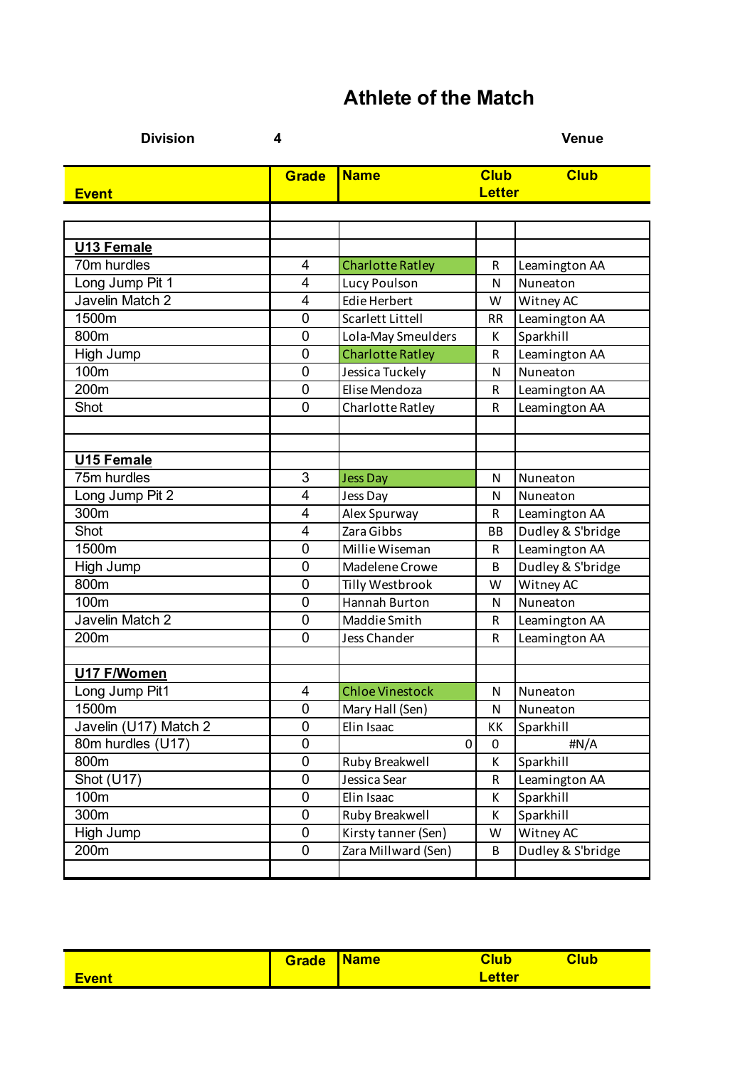# Athlete of the Match

**Division** 4 **Venue**

| Event | Grade | Name | Club Letter | Club |
|---|---|---|---|---|
| | | | | |
| **U13 Female** | | | | |
| 70m hurdles | 4 | Charlotte Ratley | R | Leamington AA |
| Long Jump Pit 1 | 4 | Lucy Poulson | N | Nuneaton |
| Javelin Match 2 | 4 | Edie Herbert | W | Witney AC |
| 1500m | 0 | Scarlett Littell | RR | Leamington AA |
| 800m | 0 | Lola-May Smeulders | K | Sparkhill |
| High Jump | 0 | Charlotte Ratley | R | Leamington AA |
| 100m | 0 | Jessica Tuckely | N | Nuneaton |
| 200m | 0 | Elise Mendoza | R | Leamington AA |
| Shot | 0 | Charlotte Ratley | R | Leamington AA |
| | | | | |
| | | | | |
| **U15 Female** | | | | |
| 75m hurdles | 3 | Jess Day | N | Nuneaton |
| Long Jump Pit 2 | 4 | Jess Day | N | Nuneaton |
| 300m | 4 | Alex Spurway | R | Leamington AA |
| Shot | 4 | Zara Gibbs | BB | Dudley & S'bridge |
| 1500m | 0 | Millie Wiseman | R | Leamington AA |
| High Jump | 0 | Madelene Crowe | B | Dudley & S'bridge |
| 800m | 0 | Tilly Westbrook | W | Witney AC |
| 100m | 0 | Hannah Burton | N | Nuneaton |
| Javelin Match 2 | 0 | Maddie Smith | R | Leamington AA |
| 200m | 0 | Jess Chander | R | Leamington AA |
| | | | | |
| **U17 F/Women** | | | | |
| Long Jump Pit1 | 4 | Chloe Vinestock | N | Nuneaton |
| 1500m | 0 | Mary Hall (Sen) | N | Nuneaton |
| Javelin (U17) Match 2 | 0 | Elin Isaac | KK | Sparkhill |
| 80m hurdles (U17) | 0 | 0 | 0 | #N/A |
| 800m | 0 | Ruby Breakwell | K | Sparkhill |
| Shot (U17) | 0 | Jessica Sear | R | Leamington AA |
| 100m | 0 | Elin Isaac | K | Sparkhill |
| 300m | 0 | Ruby Breakwell | K | Sparkhill |
| High Jump | 0 | Kirsty tanner (Sen) | W | Witney AC |
| 200m | 0 | Zara Millward (Sen) | B | Dudley & S'bridge |
| | | | | |

| Event | Grade | Name | Club Letter | Club |
|---|---|---|---|---|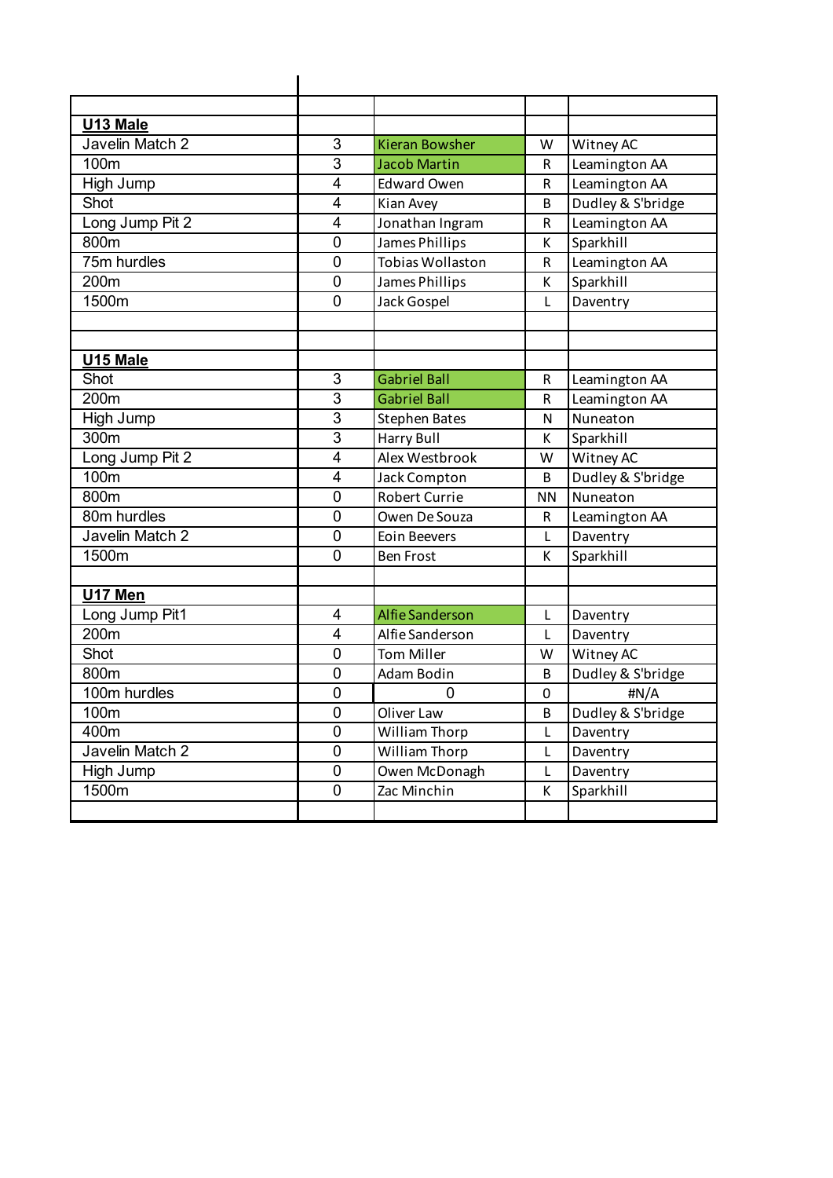| | | | | |
|---|---|---|---|---|
| **U13 Male** | | | | |
| Javelin Match 2 | 3 | Kieran Bowsher | W | Witney AC |
| 100m | 3 | Jacob Martin | R | Leamington AA |
| High Jump | 4 | Edward Owen | R | Leamington AA |
| Shot | 4 | Kian Avey | B | Dudley & S'bridge |
| Long Jump Pit 2 | 4 | Jonathan Ingram | R | Leamington AA |
| 800m | 0 | James Phillips | K | Sparkhill |
| 75m hurdles | 0 | Tobias Wollaston | R | Leamington AA |
| 200m | 0 | James Phillips | K | Sparkhill |
| 1500m | 0 | Jack Gospel | L | Daventry |
| | | | | |
| | | | | |
| **U15 Male** | | | | |
| Shot | 3 | Gabriel Ball | R | Leamington AA |
| 200m | 3 | Gabriel Ball | R | Leamington AA |
| High Jump | 3 | Stephen Bates | N | Nuneaton |
| 300m | 3 | Harry Bull | K | Sparkhill |
| Long Jump Pit 2 | 4 | Alex Westbrook | W | Witney AC |
| 100m | 4 | Jack Compton | B | Dudley & S'bridge |
| 800m | 0 | Robert Currie | NN | Nuneaton |
| 80m hurdles | 0 | Owen De Souza | R | Leamington AA |
| Javelin Match 2 | 0 | Eoin Beevers | L | Daventry |
| 1500m | 0 | Ben Frost | K | Sparkhill |
| | | | | |
| **U17 Men** | | | | |
| Long Jump Pit1 | 4 | Alfie Sanderson | L | Daventry |
| 200m | 4 | Alfie Sanderson | L | Daventry |
| Shot | 0 | Tom Miller | W | Witney AC |
| 800m | 0 | Adam Bodin | B | Dudley & S'bridge |
| 100m hurdles | 0 | 0 | 0 | #N/A |
| 100m | 0 | Oliver Law | B | Dudley & S'bridge |
| 400m | 0 | William Thorp | L | Daventry |
| Javelin Match 2 | 0 | William Thorp | L | Daventry |
| High Jump | 0 | Owen McDonagh | L | Daventry |
| 1500m | 0 | Zac Minchin | K | Sparkhill |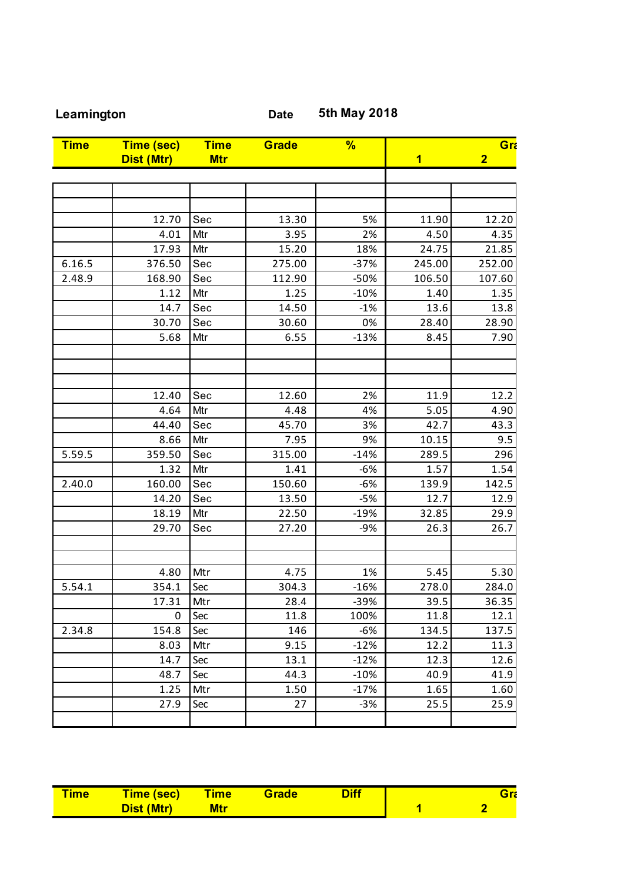**Leamington** Date **5th May 2018**

| Time | Time (sec) Dist (Mtr) | Time Mtr | Grade | % | 1 | Gra 2 |
|---|---|---|---|---|---|---|
| | | | | | | |
| | | | | | | |
| | | | | | | |
| | 12.70 | Sec | 13.30 | 5% | 11.90 | 12.20 |
| | 4.01 | Mtr | 3.95 | 2% | 4.50 | 4.35 |
| | 17.93 | Mtr | 15.20 | 18% | 24.75 | 21.85 |
| 6.16.5 | 376.50 | Sec | 275.00 | -37% | 245.00 | 252.00 |
| 2.48.9 | 168.90 | Sec | 112.90 | -50% | 106.50 | 107.60 |
| | 1.12 | Mtr | 1.25 | -10% | 1.40 | 1.35 |
| | 14.7 | Sec | 14.50 | -1% | 13.6 | 13.8 |
| | 30.70 | Sec | 30.60 | 0% | 28.40 | 28.90 |
| | 5.68 | Mtr | 6.55 | -13% | 8.45 | 7.90 |
| | | | | | | |
| | | | | | | |
| | | | | | | |
| | 12.40 | Sec | 12.60 | 2% | 11.9 | 12.2 |
| | 4.64 | Mtr | 4.48 | 4% | 5.05 | 4.90 |
| | 44.40 | Sec | 45.70 | 3% | 42.7 | 43.3 |
| | 8.66 | Mtr | 7.95 | 9% | 10.15 | 9.5 |
| 5.59.5 | 359.50 | Sec | 315.00 | -14% | 289.5 | 296 |
| | 1.32 | Mtr | 1.41 | -6% | 1.57 | 1.54 |
| 2.40.0 | 160.00 | Sec | 150.60 | -6% | 139.9 | 142.5 |
| | 14.20 | Sec | 13.50 | -5% | 12.7 | 12.9 |
| | 18.19 | Mtr | 22.50 | -19% | 32.85 | 29.9 |
| | 29.70 | Sec | 27.20 | -9% | 26.3 | 26.7 |
| | | | | | | |
| | | | | | | |
| | 4.80 | Mtr | 4.75 | 1% | 5.45 | 5.30 |
| 5.54.1 | 354.1 | Sec | 304.3 | -16% | 278.0 | 284.0 |
| | 17.31 | Mtr | 28.4 | -39% | 39.5 | 36.35 |
| | 0 | Sec | 11.8 | 100% | 11.8 | 12.1 |
| 2.34.8 | 154.8 | Sec | 146 | -6% | 134.5 | 137.5 |
| | 8.03 | Mtr | 9.15 | -12% | 12.2 | 11.3 |
| | 14.7 | Sec | 13.1 | -12% | 12.3 | 12.6 |
| | 48.7 | Sec | 44.3 | -10% | 40.9 | 41.9 |
| | 1.25 | Mtr | 1.50 | -17% | 1.65 | 1.60 |
| | 27.9 | Sec | 27 | -3% | 25.5 | 25.9 |
| | | | | | | |

| Time | Time (sec) Dist (Mtr) | Time Mtr | Grade | Diff | 1 | Gra 2 |
|---|---|---|---|---|---|---|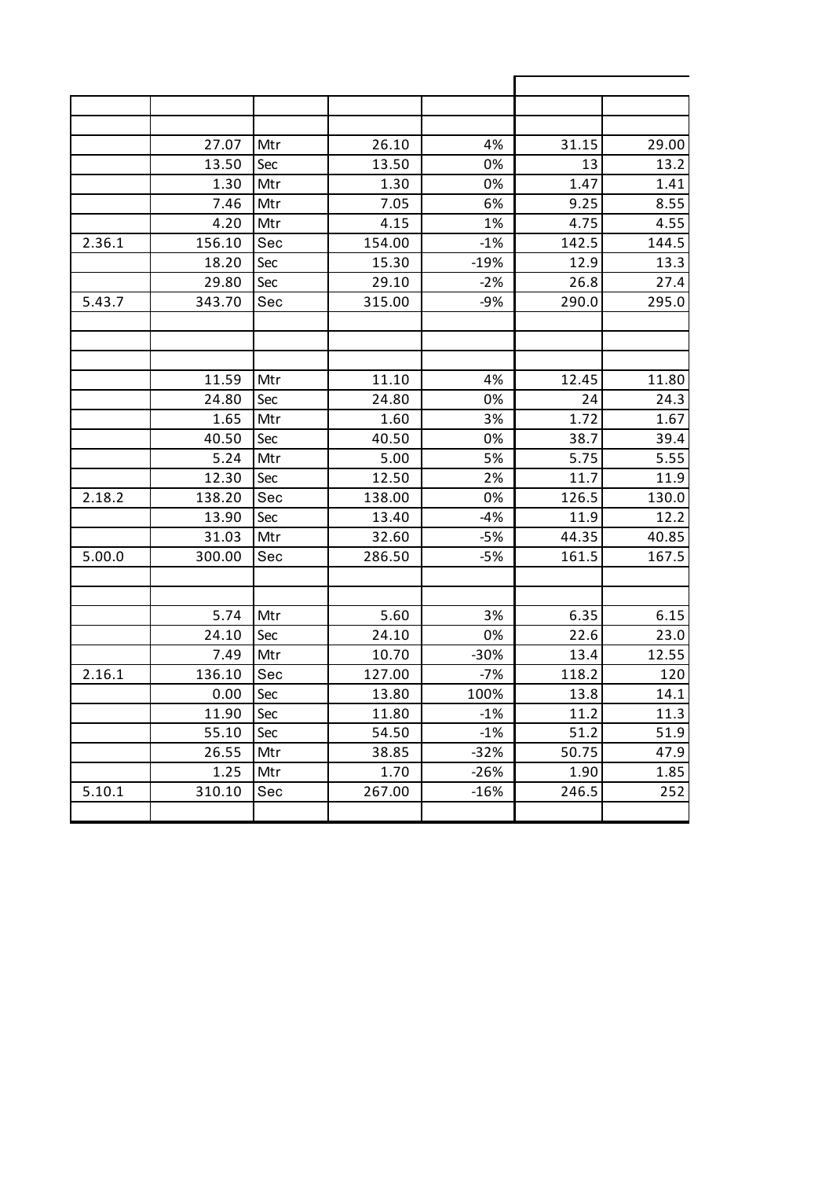| | | | | | | |
|---|---|---|---|---|---|---|
| | | | | | | |
| | | | | | | |
| | 27.07 | Mtr | 26.10 | 4% | 31.15 | 29.00 |
| | 13.50 | Sec | 13.50 | 0% | 13 | 13.2 |
| | 1.30 | Mtr | 1.30 | 0% | 1.47 | 1.41 |
| | 7.46 | Mtr | 7.05 | 6% | 9.25 | 8.55 |
| | 4.20 | Mtr | 4.15 | 1% | 4.75 | 4.55 |
| 2.36.1 | 156.10 | Sec | 154.00 | -1% | 142.5 | 144.5 |
| | 18.20 | Sec | 15.30 | -19% | 12.9 | 13.3 |
| | 29.80 | Sec | 29.10 | -2% | 26.8 | 27.4 |
| 5.43.7 | 343.70 | Sec | 315.00 | -9% | 290.0 | 295.0 |
| | | | | | | |
| | | | | | | |
| | | | | | | |
| | 11.59 | Mtr | 11.10 | 4% | 12.45 | 11.80 |
| | 24.80 | Sec | 24.80 | 0% | 24 | 24.3 |
| | 1.65 | Mtr | 1.60 | 3% | 1.72 | 1.67 |
| | 40.50 | Sec | 40.50 | 0% | 38.7 | 39.4 |
| | 5.24 | Mtr | 5.00 | 5% | 5.75 | 5.55 |
| | 12.30 | Sec | 12.50 | 2% | 11.7 | 11.9 |
| 2.18.2 | 138.20 | Sec | 138.00 | 0% | 126.5 | 130.0 |
| | 13.90 | Sec | 13.40 | -4% | 11.9 | 12.2 |
| | 31.03 | Mtr | 32.60 | -5% | 44.35 | 40.85 |
| 5.00.0 | 300.00 | Sec | 286.50 | -5% | 161.5 | 167.5 |
| | | | | | | |
| | | | | | | |
| | 5.74 | Mtr | 5.60 | 3% | 6.35 | 6.15 |
| | 24.10 | Sec | 24.10 | 0% | 22.6 | 23.0 |
| | 7.49 | Mtr | 10.70 | -30% | 13.4 | 12.55 |
| 2.16.1 | 136.10 | Sec | 127.00 | -7% | 118.2 | 120 |
| | 0.00 | Sec | 13.80 | 100% | 13.8 | 14.1 |
| | 11.90 | Sec | 11.80 | -1% | 11.2 | 11.3 |
| | 55.10 | Sec | 54.50 | -1% | 51.2 | 51.9 |
| | 26.55 | Mtr | 38.85 | -32% | 50.75 | 47.9 |
| | 1.25 | Mtr | 1.70 | -26% | 1.90 | 1.85 |
| 5.10.1 | 310.10 | Sec | 267.00 | -16% | 246.5 | 252 |
| | | | | | | |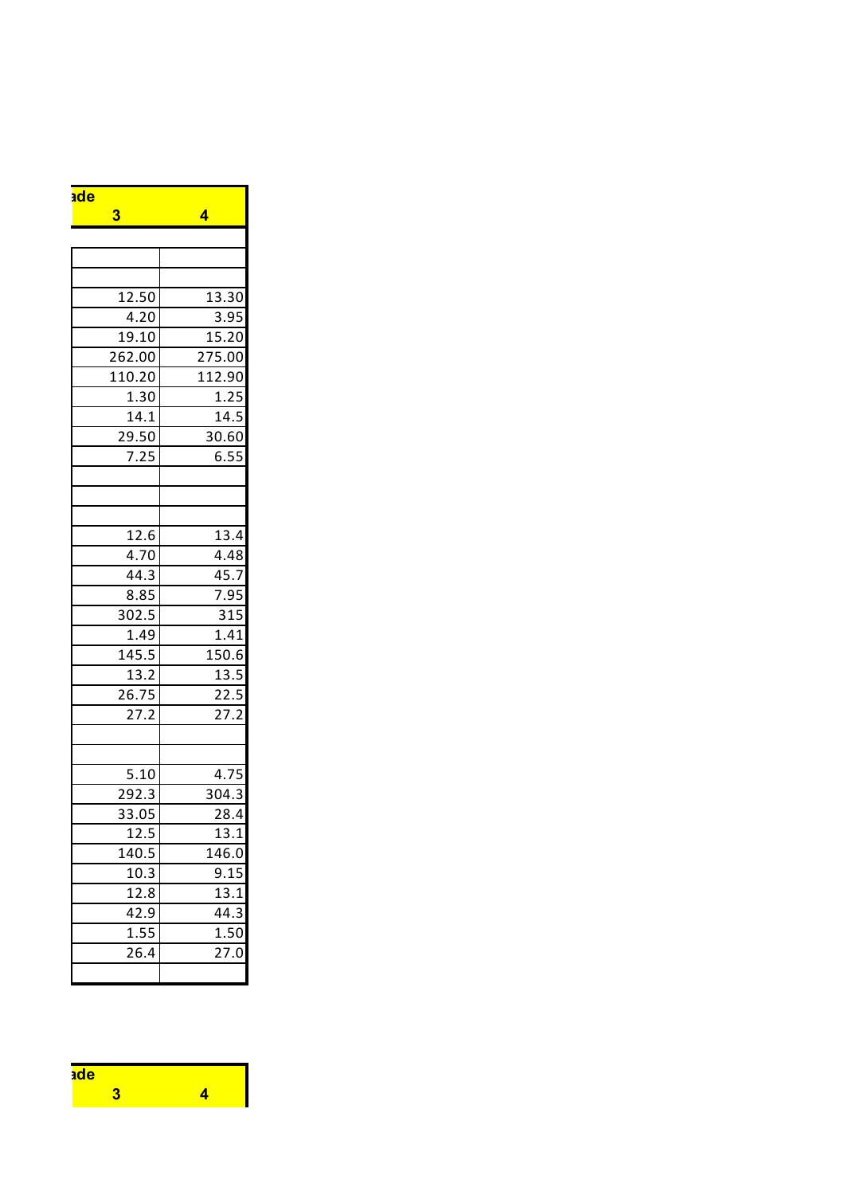| ade | |
|---|---|
| 3 | 4 |
| | |
| | |
| | |
| 12.50 | 13.30 |
| 4.20 | 3.95 |
| 19.10 | 15.20 |
| 262.00 | 275.00 |
| 110.20 | 112.90 |
| 1.30 | 1.25 |
| 14.1 | 14.5 |
| 29.50 | 30.60 |
| 7.25 | 6.55 |
| | |
| | |
| | |
| 12.6 | 13.4 |
| 4.70 | 4.48 |
| 44.3 | 45.7 |
| 8.85 | 7.95 |
| 302.5 | 315 |
| 1.49 | 1.41 |
| 145.5 | 150.6 |
| 13.2 | 13.5 |
| 26.75 | 22.5 |
| 27.2 | 27.2 |
| | |
| | |
| 5.10 | 4.75 |
| 292.3 | 304.3 |
| 33.05 | 28.4 |
| 12.5 | 13.1 |
| 140.5 | 146.0 |
| 10.3 | 9.15 |
| 12.8 | 13.1 |
| 42.9 | 44.3 |
| 1.55 | 1.50 |
| 26.4 | 27.0 |
| | |

| ade | |
|---|---|
| 3 | 4 |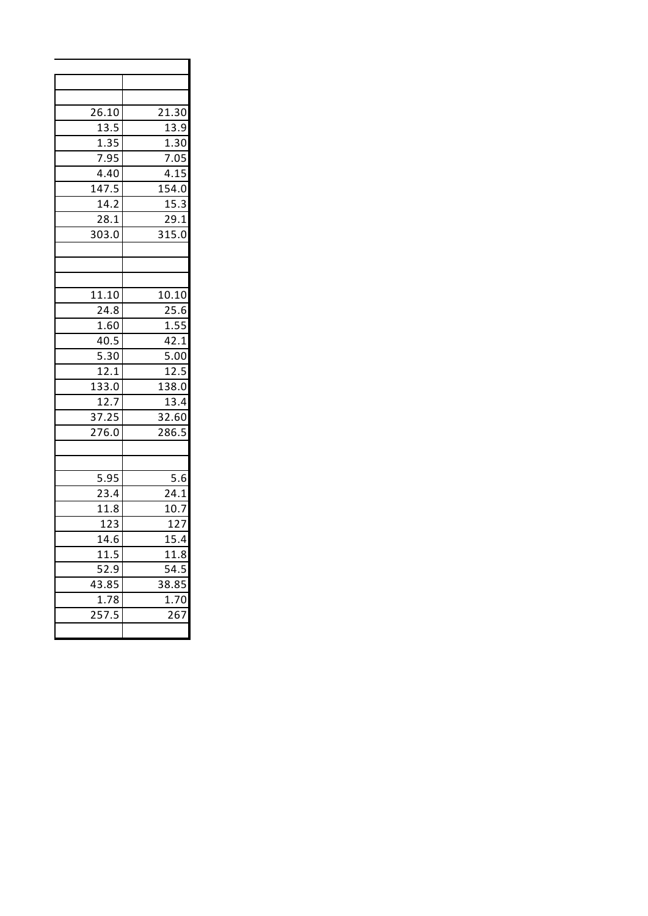| | |
|---|---|
| | |
| | |
| 26.10 | 21.30 |
| 13.5 | 13.9 |
| 1.35 | 1.30 |
| 7.95 | 7.05 |
| 4.40 | 4.15 |
| 147.5 | 154.0 |
| 14.2 | 15.3 |
| 28.1 | 29.1 |
| 303.0 | 315.0 |
| | |
| | |
| | |
| 11.10 | 10.10 |
| 24.8 | 25.6 |
| 1.60 | 1.55 |
| 40.5 | 42.1 |
| 5.30 | 5.00 |
| 12.1 | 12.5 |
| 133.0 | 138.0 |
| 12.7 | 13.4 |
| 37.25 | 32.60 |
| 276.0 | 286.5 |
| | |
| | |
| 5.95 | 5.6 |
| 23.4 | 24.1 |
| 11.8 | 10.7 |
| 123 | 127 |
| 14.6 | 15.4 |
| 11.5 | 11.8 |
| 52.9 | 54.5 |
| 43.85 | 38.85 |
| 1.78 | 1.70 |
| 257.5 | 267 |
| | |